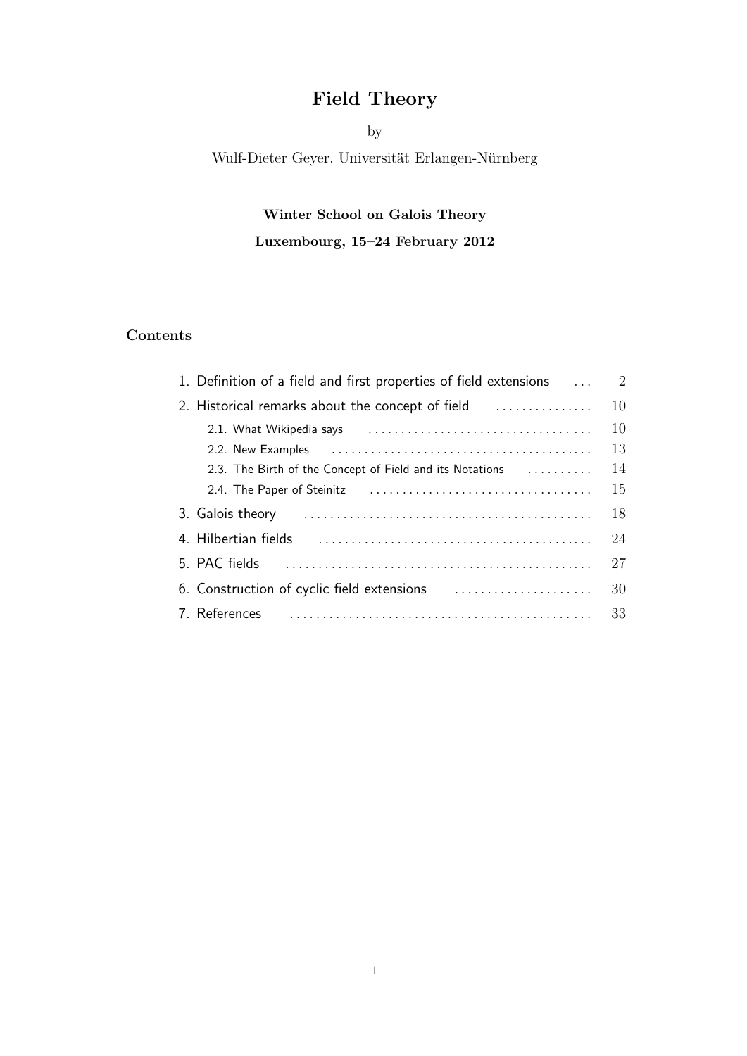# Field Theory

by

Wulf-Dieter Geyer, Universität Erlangen-Nürnberg

**Winter School on Galois Theory**

**Luxembourg, 15–24 February 2012**

## Contents

1. Definition of a field and first properties of field extensions . . . 2
2. Historical remarks about the concept of field . . . . . . . . . . . . . . 10
   - 2.1. What Wikipedia says . . . . . . . . . . . . . . . . . . . . . . . . . . . . . . . . . 10
   - 2.2. New Examples . . . . . . . . . . . . . . . . . . . . . . . . . . . . . . . . . . . . . . 13
   - 2.3. The Birth of the Concept of Field and its Notations . . . . . . . . . . 14
   - 2.4. The Paper of Steinitz . . . . . . . . . . . . . . . . . . . . . . . . . . . . . . . . . 15
3. Galois theory . . . . . . . . . . . . . . . . . . . . . . . . . . . . . . . . . . . . . . . . . . . 18
4. Hilbertian fields . . . . . . . . . . . . . . . . . . . . . . . . . . . . . . . . . . . . . . . . . 24
5. PAC fields . . . . . . . . . . . . . . . . . . . . . . . . . . . . . . . . . . . . . . . . . . . . . 27
6. Construction of cyclic field extensions . . . . . . . . . . . . . . . . . . . . 30
7. References . . . . . . . . . . . . . . . . . . . . . . . . . . . . . . . . . . . . . . . . . . . . 33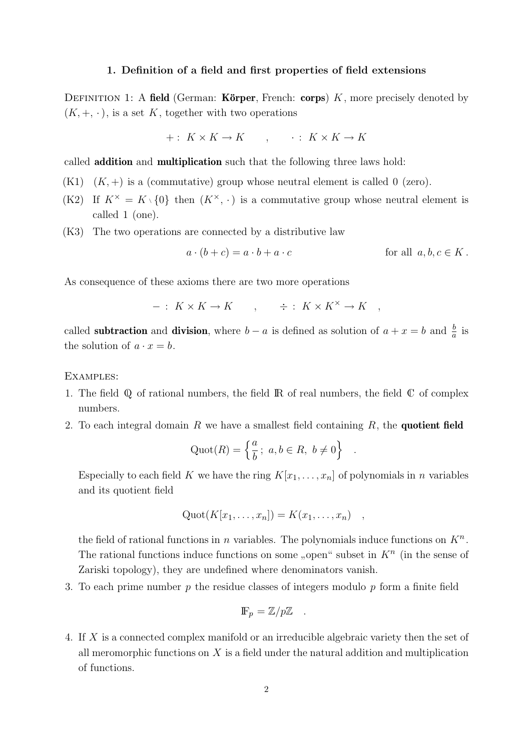## 1. Definition of a field and first properties of field extensions

DEFINITION 1: A **field** (German: **Körper**, French: **corps**) $K$, more precisely denoted by $(K, +, \cdot)$, is a set $K$, together with two operations

$$+ : \ K \times K \to K \qquad , \qquad \cdot : \ K \times K \to K$$

called **addition** and **multiplication** such that the following three laws hold:

(K1) $(K, +)$ is a (commutative) group whose neutral element is called 0 (zero).

(K2) If $K^\times = K \setminus \{0\}$ then $(K^\times, \cdot)$ is a commutative group whose neutral element is called 1 (one).

(K3) The two operations are connected by a distributive law

$$a \cdot (b + c) = a \cdot b + a \cdot c \qquad\qquad \text{for all } a, b, c \in K .$$

As consequence of these axioms there are two more operations

$$- : \ K \times K \to K \qquad , \qquad \div : \ K \times K^\times \to K \quad ,$$

called **subtraction** and **division**, where $b - a$ is defined as solution of $a + x = b$ and $\frac{b}{a}$ is the solution of $a \cdot x = b$.

EXAMPLES:

1. The field $\mathbb{Q}$ of rational numbers, the field $\mathbb{R}$ of real numbers, the field $\mathbb{C}$ of complex numbers.
2. To each integral domain $R$ we have a smallest field containing $R$, the **quotient field**

   $$\mathrm{Quot}(R) = \left\{ \frac{a}{b} ; \ a, b \in R, \ b \neq 0 \right\} \quad .$$

   Especially to each field $K$ we have the ring $K[x_1, \ldots, x_n]$ of polynomials in $n$ variables and its quotient field

   $$\mathrm{Quot}(K[x_1, \ldots, x_n]) = K(x_1, \ldots, x_n) \quad ,$$

   the field of rational functions in $n$ variables. The polynomials induce functions on $K^n$. The rational functions induce functions on some „open" subset in $K^n$ (in the sense of Zariski topology), they are undefined where denominators vanish.
3. To each prime number $p$ the residue classes of integers modulo $p$ form a finite field

   $$\mathbb{F}_p = \mathbb{Z}/p\mathbb{Z} \quad .$$

4. If $X$ is a connected complex manifold or an irreducible algebraic variety then the set of all meromorphic functions on $X$ is a field under the natural addition and multiplication of functions.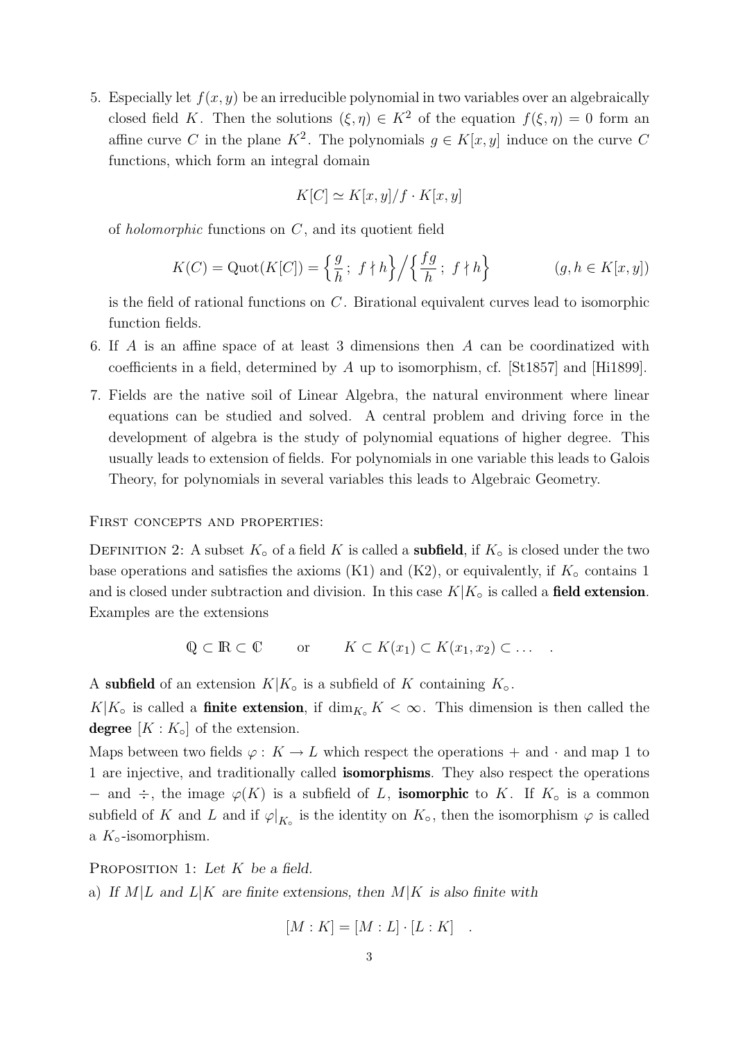5. Especially let $f(x,y)$ be an irreducible polynomial in two variables over an algebraically closed field $K$. Then the solutions $(\xi,\eta) \in K^2$ of the equation $f(\xi,\eta) = 0$ form an affine curve $C$ in the plane $K^2$. The polynomials $g \in K[x,y]$ induce on the curve $C$ functions, which form an integral domain

$$K[C] \simeq K[x,y]/f \cdot K[x,y]$$

of *holomorphic* functions on $C$, and its quotient field

$$K(C) = \mathrm{Quot}(K[C]) = \left\{ \frac{g}{h}\,;\ f \nmid h \right\} \Big/ \left\{ \frac{fg}{h}\,;\ f \nmid h \right\} \qquad (g,h \in K[x,y])$$

is the field of rational functions on $C$. Birational equivalent curves lead to isomorphic function fields.

6. If $A$ is an affine space of at least 3 dimensions then $A$ can be coordinatized with coefficients in a field, determined by $A$ up to isomorphism, cf. [St1857] and [Hi1899].

7. Fields are the native soil of Linear Algebra, the natural environment where linear equations can be studied and solved. A central problem and driving force in the development of algebra is the study of polynomial equations of higher degree. This usually leads to extension of fields. For polynomials in one variable this leads to Galois Theory, for polynomials in several variables this leads to Algebraic Geometry.

First concepts and properties:

Definition 2: A subset $K_\circ$ of a field $K$ is called a **subfield**, if $K_\circ$ is closed under the two base operations and satisfies the axioms (K1) and (K2), or equivalently, if $K_\circ$ contains 1 and is closed under subtraction and division. In this case $K|K_\circ$ is called a **field extension**. Examples are the extensions

$$\mathbb{Q} \subset \mathbb{R} \subset \mathbb{C} \qquad \text{or} \qquad K \subset K(x_1) \subset K(x_1,x_2) \subset \dots \quad .$$

A **subfield** of an extension $K|K_\circ$ is a subfield of $K$ containing $K_\circ$.

$K|K_\circ$ is called a **finite extension**, if $\dim_{K_\circ} K < \infty$. This dimension is then called the **degree** $[K : K_\circ]$ of the extension.

Maps between two fields $\varphi\colon K \to L$ which respect the operations $+$ and $\cdot$ and map 1 to 1 are injective, and traditionally called **isomorphisms**. They also respect the operations $-$ and $\div$, the image $\varphi(K)$ is a subfield of $L$, **isomorphic** to $K$. If $K_\circ$ is a common subfield of $K$ and $L$ and if $\varphi|_{K_\circ}$ is the identity on $K_\circ$, then the isomorphism $\varphi$ is called a $K_\circ$-isomorphism.

Proposition 1: *Let $K$ be a field.*

a) *If $M|L$ and $L|K$ are finite extensions, then $M|K$ is also finite with*

$$[M : K] = [M : L] \cdot [L : K] \quad .$$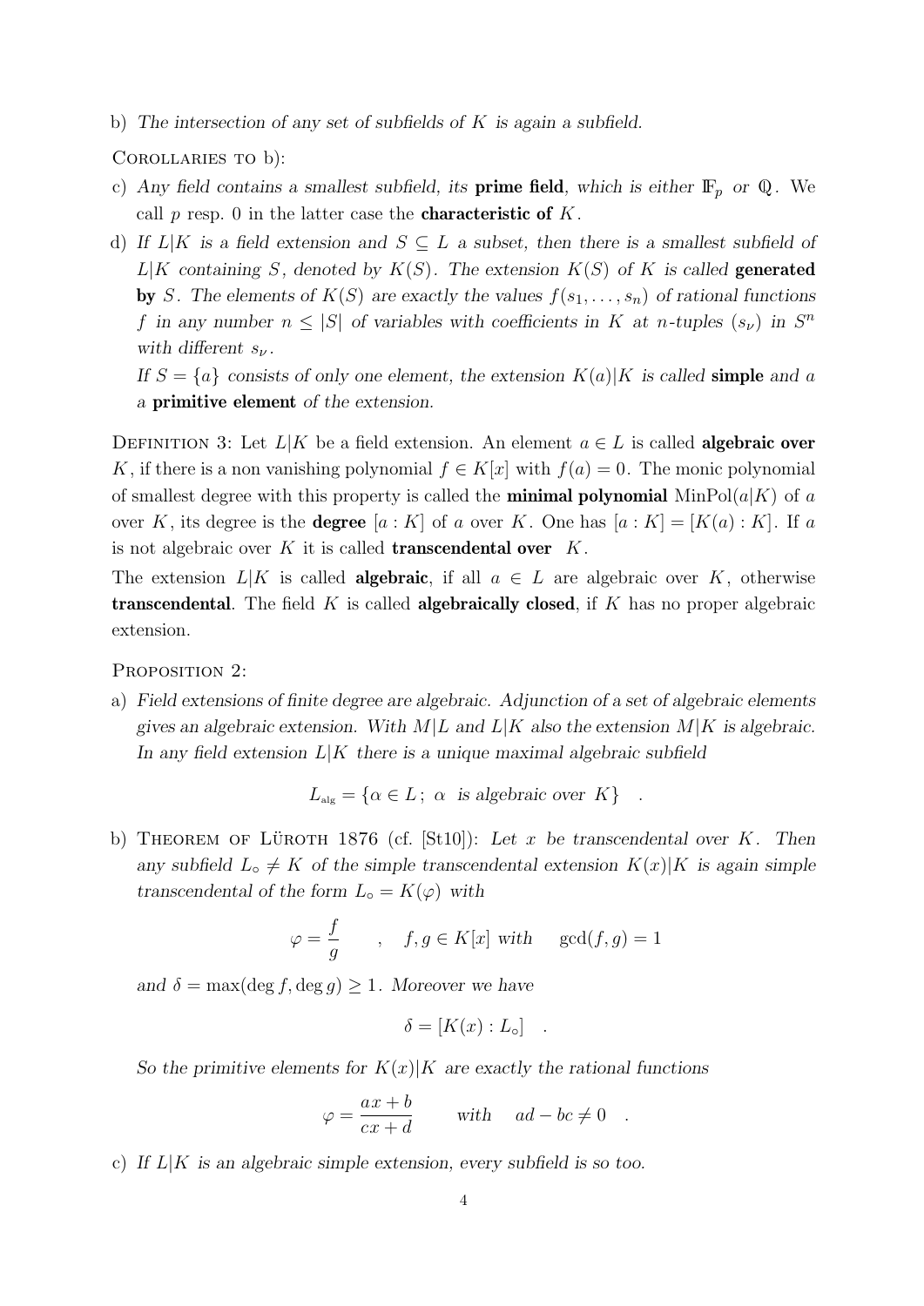b) *The intersection of any set of subfields of $K$ is again a subfield.*

COROLLARIES TO b):

c) *Any field contains a smallest subfield, its* **prime field**, *which is either $\mathbb{F}_p$ or $\mathbb{Q}$.* We call $p$ resp. $0$ in the latter case the **characteristic of** $K$.

d) *If $L|K$ is a field extension and $S \subseteq L$ a subset, then there is a smallest subfield of $L|K$ containing $S$, denoted by $K(S)$. The extension $K(S)$ of $K$ is called* **generated by** *$S$. The elements of $K(S)$ are exactly the values $f(s_1, \dots, s_n)$ of rational functions $f$ in any number $n \leq |S|$ of variables with coefficients in $K$ at $n$-tuples $(s_\nu)$ in $S^n$ with different $s_\nu$.*

   *If $S = \{a\}$ consists of only one element, the extension $K(a)|K$ is called* **simple** *and $a$ a* **primitive element** *of the extension.*

DEFINITION 3: Let $L|K$ be a field extension. An element $a \in L$ is called **algebraic over** $K$, if there is a non vanishing polynomial $f \in K[x]$ with $f(a) = 0$. The monic polynomial of smallest degree with this property is called the **minimal polynomial** $\mathrm{MinPol}(a|K)$ of $a$ over $K$, its degree is the **degree** $[a : K]$ of $a$ over $K$. One has $[a : K] = [K(a) : K]$. If $a$ is not algebraic over $K$ it is called **transcendental over** $K$.

The extension $L|K$ is called **algebraic**, if all $a \in L$ are algebraic over $K$, otherwise **transcendental**. The field $K$ is called **algebraically closed**, if $K$ has no proper algebraic extension.

PROPOSITION 2:

a) *Field extensions of finite degree are algebraic. Adjunction of a set of algebraic elements gives an algebraic extension. With $M|L$ and $L|K$ also the extension $M|K$ is algebraic. In any field extension $L|K$ there is a unique maximal algebraic subfield*

$$L_{\text{alg}} = \{\alpha \in L\,;\ \alpha \text{ is algebraic over } K\} \quad .$$

b) THEOREM OF LÜROTH 1876 (cf. [St10]): *Let $x$ be transcendental over $K$. Then any subfield $L_\circ \neq K$ of the simple transcendental extension $K(x)|K$ is again simple transcendental of the form $L_\circ = K(\varphi)$ with*

$$\varphi = \frac{f}{g} \qquad , \quad f, g \in K[x] \text{ with } \quad \gcd(f, g) = 1$$

   *and $\delta = \max(\deg f, \deg g) \geq 1$. Moreover we have*

$$\delta = [K(x) : L_\circ] \quad .$$

   *So the primitive elements for $K(x)|K$ are exactly the rational functions*

$$\varphi = \frac{ax + b}{cx + d} \qquad \text{with} \quad ad - bc \neq 0 \quad .$$

c) *If $L|K$ is an algebraic simple extension, every subfield is so too.*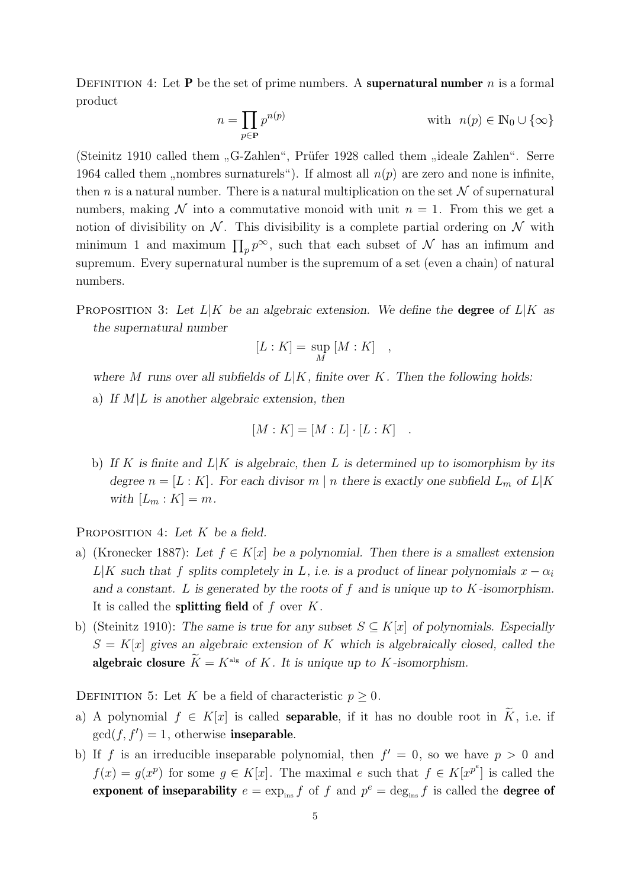DEFINITION 4: Let $\mathbf{P}$ be the set of prime numbers. A **supernatural number** $n$ is a formal product

$$n = \prod_{p \in \mathbf{P}} p^{n(p)} \qquad\qquad \text{with} \quad n(p) \in \mathbb{N}_0 \cup \{\infty\}$$

(Steinitz 1910 called them „G-Zahlen“, Prüfer 1928 called them „ideale Zahlen“. Serre 1964 called them „nombres surnaturels“). If almost all $n(p)$ are zero and none is infinite, then $n$ is a natural number. There is a natural multiplication on the set $\mathcal{N}$ of supernatural numbers, making $\mathcal{N}$ into a commutative monoid with unit $n = 1$. From this we get a notion of divisibility on $\mathcal{N}$. This divisibility is a complete partial ordering on $\mathcal{N}$ with minimum 1 and maximum $\prod_p p^\infty$, such that each subset of $\mathcal{N}$ has an infimum and supremum. Every supernatural number is the supremum of a set (even a chain) of natural numbers.

PROPOSITION 3: *Let $L|K$ be an algebraic extension. We define the* **degree** *of $L|K$ as the supernatural number*

$$[L : K] = \sup_M \, [M : K] \quad ,$$

*where $M$ runs over all subfields of $L|K$, finite over $K$. Then the following holds:*

a) *If $M|L$ is another algebraic extension, then*

$$[M : K] = [M : L] \cdot [L : K] \quad .$$

b) *If $K$ is finite and $L|K$ is algebraic, then $L$ is determined up to isomorphism by its degree $n = [L : K]$. For each divisor $m \mid n$ there is exactly one subfield $L_m$ of $L|K$ with $[L_m : K] = m$.*

PROPOSITION 4: *Let $K$ be a field.*

a) (Kronecker 1887): *Let $f \in K[x]$ be a polynomial. Then there is a smallest extension $L|K$ such that $f$ splits completely in $L$, i.e. is a product of linear polynomials $x - \alpha_i$ and a constant. $L$ is generated by the roots of $f$ and is unique up to $K$-isomorphism.* It is called the **splitting field** of $f$ over $K$.

b) (Steinitz 1910): *The same is true for any subset $S \subseteq K[x]$ of polynomials. Especially $S = K[x]$ gives an algebraic extension of $K$ which is algebraically closed, called the* **algebraic closure** $\widetilde{K} = K^{\text{alg}}$ *of $K$. It is unique up to $K$-isomorphism.*

DEFINITION 5: Let $K$ be a field of characteristic $p \geq 0$.

a) A polynomial $f \in K[x]$ is called **separable**, if it has no double root in $\widetilde{K}$, i.e. if $\gcd(f, f') = 1$, otherwise **inseparable**.

b) If $f$ is an irreducible inseparable polynomial, then $f' = 0$, so we have $p > 0$ and $f(x) = g(x^p)$ for some $g \in K[x]$. The maximal $e$ such that $f \in K[x^{p^e}]$ is called the **exponent of inseparability** $e = \exp_{\text{ins}} f$ of $f$ and $p^e = \deg_{\text{ins}} f$ is called the **degree of**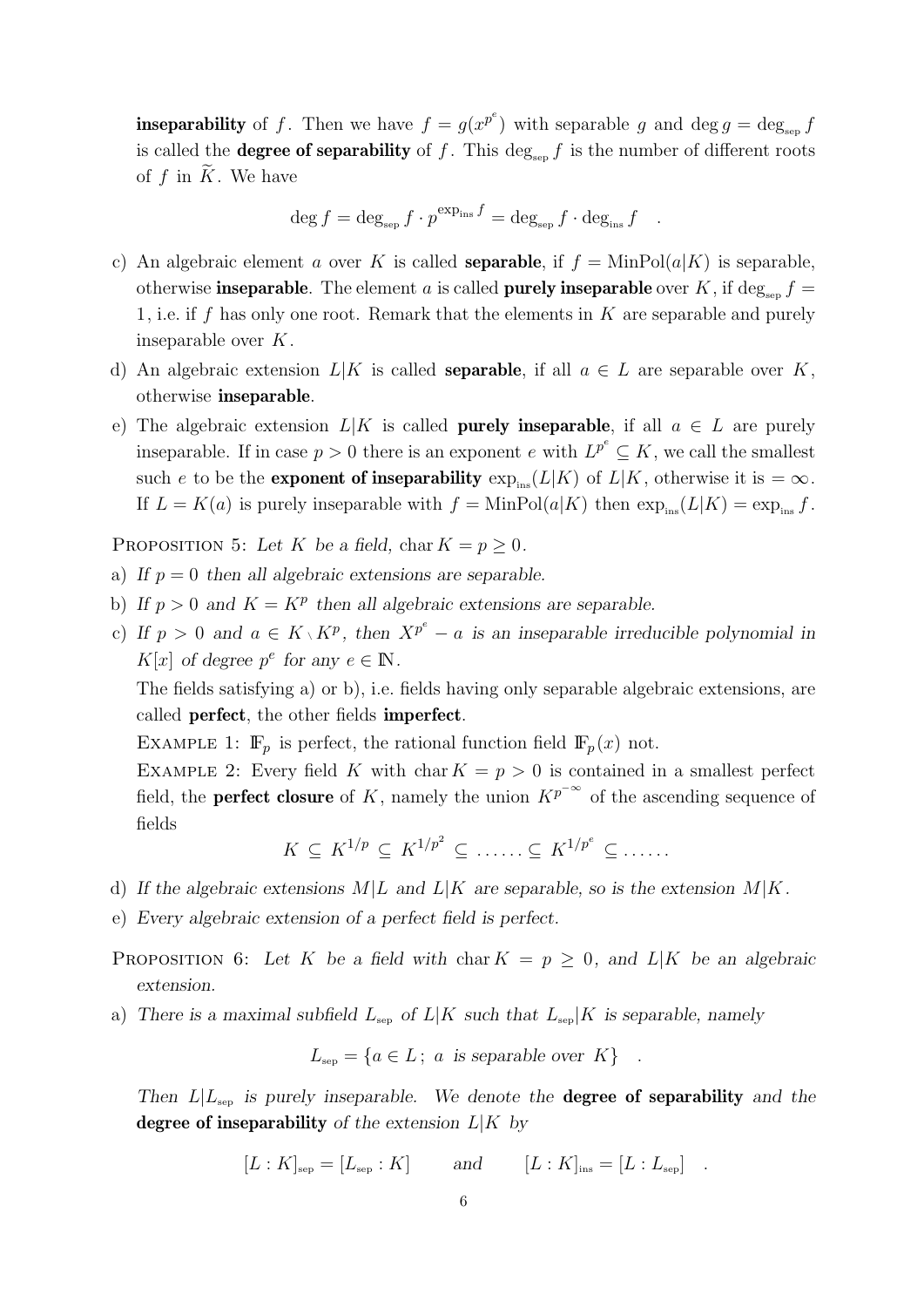**inseparability** of $f$. Then we have $f = g(x^{p^e})$ with separable $g$ and $\deg g = \deg_{\text{sep}} f$ is called the **degree of separability** of $f$. This $\deg_{\text{sep}} f$ is the number of different roots of $f$ in $\widetilde{K}$. We have

$$\deg f = \deg_{\text{sep}} f \cdot p^{\exp_{\text{ins}} f} = \deg_{\text{sep}} f \cdot \deg_{\text{ins}} f \quad .$$

c) An algebraic element $a$ over $K$ is called **separable**, if $f = \text{MinPol}(a|K)$ is separable, otherwise **inseparable**. The element $a$ is called **purely inseparable** over $K$, if $\deg_{\text{sep}} f = 1$, i.e. if $f$ has only one root. Remark that the elements in $K$ are separable and purely inseparable over $K$.

d) An algebraic extension $L|K$ is called **separable**, if all $a \in L$ are separable over $K$, otherwise **inseparable**.

e) The algebraic extension $L|K$ is called **purely inseparable**, if all $a \in L$ are purely inseparable. If in case $p > 0$ there is an exponent $e$ with $L^{p^e} \subseteq K$, we call the smallest such $e$ to be the **exponent of inseparability** $\exp_{\text{ins}}(L|K)$ of $L|K$, otherwise it is $= \infty$. If $L = K(a)$ is purely inseparable with $f = \text{MinPol}(a|K)$ then $\exp_{\text{ins}}(L|K) = \exp_{\text{ins}} f$.

Proposition 5: *Let $K$ be a field, $\text{char}\, K = p \geq 0$.*

a) *If $p = 0$ then all algebraic extensions are separable.*

b) *If $p > 0$ and $K = K^p$ then all algebraic extensions are separable.*

c) *If $p > 0$ and $a \in K \setminus K^p$, then $X^{p^e} - a$ is an inseparable irreducible polynomial in $K[x]$ of degree $p^e$ for any $e \in \mathbb{N}$.*

The fields satisfying a) or b), i.e. fields having only separable algebraic extensions, are called **perfect**, the other fields **imperfect**.

Example 1: $\mathbb{F}_p$ is perfect, the rational function field $\mathbb{F}_p(x)$ not.

Example 2: Every field $K$ with $\text{char}\, K = p > 0$ is contained in a smallest perfect field, the **perfect closure** of $K$, namely the union $K^{p^{-\infty}}$ of the ascending sequence of fields

$$K \subseteq K^{1/p} \subseteq K^{1/p^2} \subseteq \ldots\ldots \subseteq K^{1/p^e} \subseteq \ldots\ldots$$

d) *If the algebraic extensions $M|L$ and $L|K$ are separable, so is the extension $M|K$.*

e) *Every algebraic extension of a perfect field is perfect.*

Proposition 6: *Let $K$ be a field with $\text{char}\, K = p \geq 0$, and $L|K$ be an algebraic extension.*

a) *There is a maximal subfield $L_{\text{sep}}$ of $L|K$ such that $L_{\text{sep}}|K$ is separable, namely*

$$L_{\text{sep}} = \{a \in L\,;\ a \text{ is separable over } K\} \quad .$$

*Then $L|L_{\text{sep}}$ is purely inseparable. We denote the* **degree of separability** *and the* **degree of inseparability** *of the extension $L|K$ by*

$$[L : K]_{\text{sep}} = [L_{\text{sep}} : K] \qquad \text{and} \qquad [L : K]_{\text{ins}} = [L : L_{\text{sep}}] \quad .$$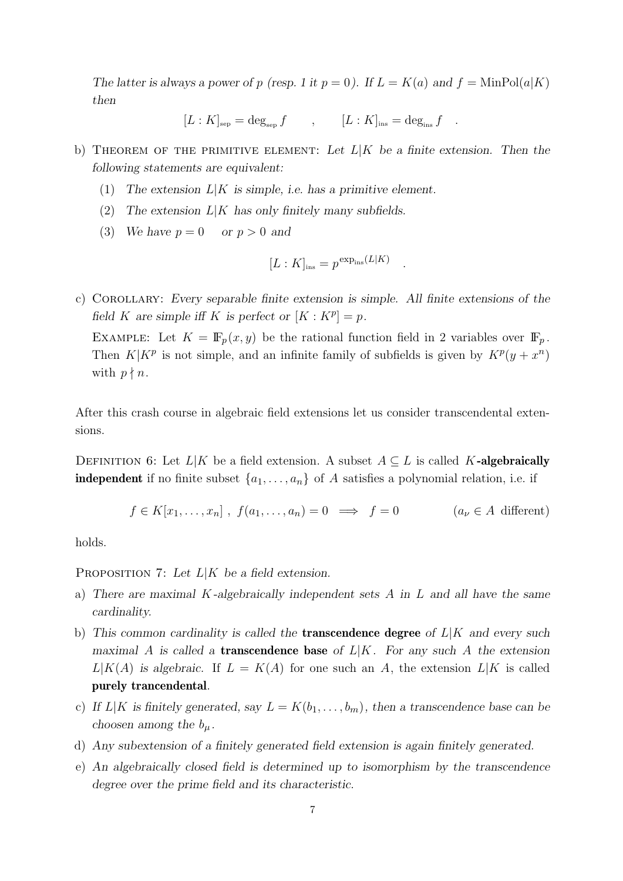*The latter is always a power of p (resp. 1 it $p = 0$). If $L = K(a)$ and $f = \mathrm{MinPol}(a|K)$ then*

$$[L:K]_{\text{sep}} = \deg_{\text{sep}} f \qquad , \qquad [L:K]_{\text{ins}} = \deg_{\text{ins}} f \quad .$$

b) THEOREM OF THE PRIMITIVE ELEMENT: *Let $L|K$ be a finite extension. Then the following statements are equivalent:*

   (1) *The extension $L|K$ is simple, i.e. has a primitive element.*

   (2) *The extension $L|K$ has only finitely many subfields.*

   (3) *We have $p = 0$ or $p > 0$ and*

$$[L:K]_{\text{ins}} = p^{\exp_{\text{ins}}(L|K)} \quad .$$

c) COROLLARY: *Every separable finite extension is simple. All finite extensions of the field $K$ are simple iff $K$ is perfect or $[K : K^p] = p$.*

   EXAMPLE: Let $K = \mathbb{F}_p(x,y)$ be the rational function field in 2 variables over $\mathbb{F}_p$. Then $K|K^p$ is not simple, and an infinite family of subfields is given by $K^p(y + x^n)$ with $p \nmid n$.

After this crash course in algebraic field extensions let us consider transcendental extensions.

DEFINITION 6: Let $L|K$ be a field extension. A subset $A \subseteq L$ is called **$K$-algebraically independent** if no finite subset $\{a_1, \ldots, a_n\}$ of $A$ satisfies a polynomial relation, i.e. if

$$f \in K[x_1, \ldots, x_n] \ , \ f(a_1, \ldots, a_n) = 0 \implies f = 0 \qquad\qquad (a_\nu \in A \text{ different})$$

holds.

PROPOSITION 7: *Let $L|K$ be a field extension.*

a) *There are maximal $K$-algebraically independent sets $A$ in $L$ and all have the same cardinality.*

b) *This common cardinality is called the **transcendence degree** of $L|K$ and every such maximal $A$ is called a **transcendence base** of $L|K$. For any such $A$ the extension $L|K(A)$ is algebraic.* If $L = K(A)$ for one such an $A$, the extension $L|K$ is called **purely trancendental**.

c) *If $L|K$ is finitely generated, say $L = K(b_1, \ldots, b_m)$, then a transcendence base can be choosen among the $b_\mu$.*

d) *Any subextension of a finitely generated field extension is again finitely generated.*

e) *An algebraically closed field is determined up to isomorphism by the transcendence degree over the prime field and its characteristic.*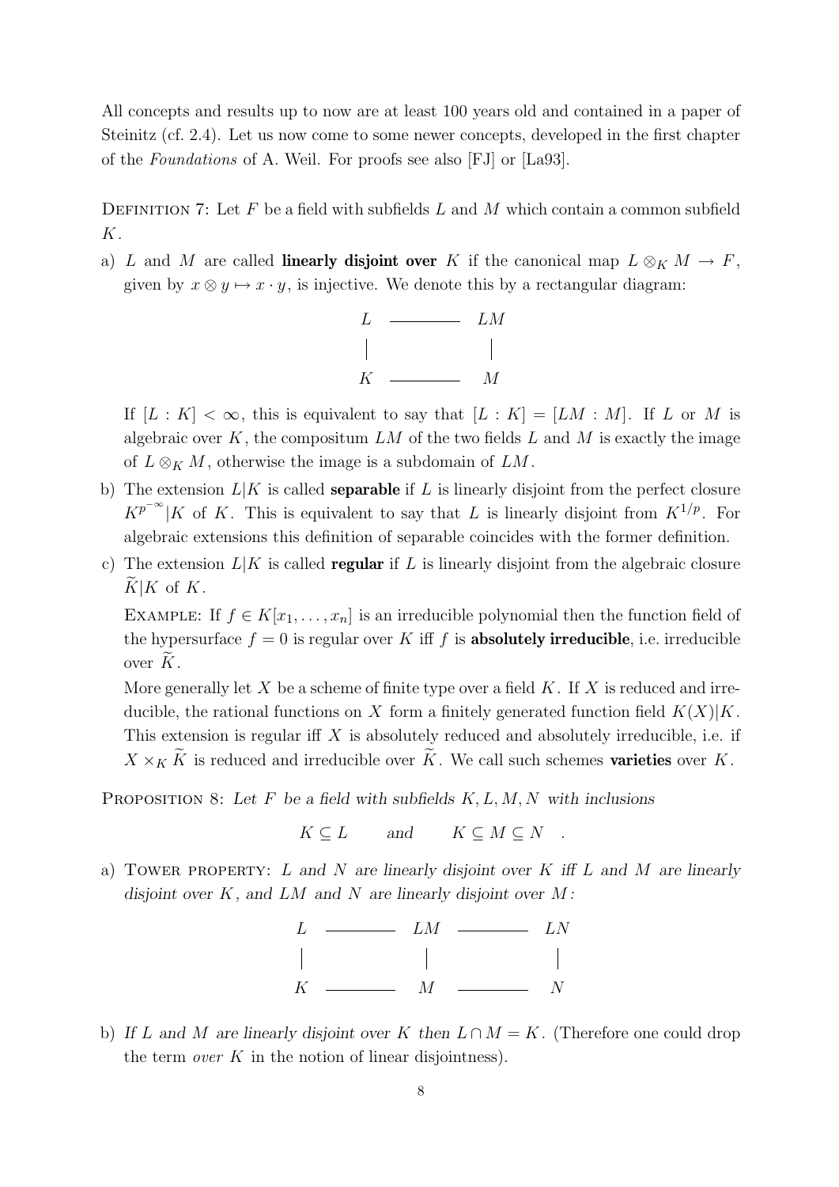All concepts and results up to now are at least 100 years old and contained in a paper of Steinitz (cf. 2.4). Let us now come to some newer concepts, developed in the first chapter of the *Foundations* of A. Weil. For proofs see also [FJ] or [La93].

Definition 7: Let $F$ be a field with subfields $L$ and $M$ which contain a common subfield $K$.

a) $L$ and $M$ are called **linearly disjoint over** $K$ if the canonical map $L \otimes_K M \to F$, given by $x \otimes y \mapsto x \cdot y$, is injective. We denote this by a rectangular diagram:

$$\begin{array}{ccc} L & \text{———} & LM \\ | & & | \\ K & \text{———} & M \end{array}$$

If $[L : K] < \infty$, this is equivalent to say that $[L : K] = [LM : M]$. If $L$ or $M$ is algebraic over $K$, the compositum $LM$ of the two fields $L$ and $M$ is exactly the image of $L \otimes_K M$, otherwise the image is a subdomain of $LM$.

b) The extension $L|K$ is called **separable** if $L$ is linearly disjoint from the perfect closure $K^{p^{-\infty}}|K$ of $K$. This is equivalent to say that $L$ is linearly disjoint from $K^{1/p}$. For algebraic extensions this definition of separable coincides with the former definition.

c) The extension $L|K$ is called **regular** if $L$ is linearly disjoint from the algebraic closure $\widetilde{K}|K$ of $K$.

Example: If $f \in K[x_1, \ldots, x_n]$ is an irreducible polynomial then the function field of the hypersurface $f = 0$ is regular over $K$ iff $f$ is **absolutely irreducible**, i.e. irreducible over $\widetilde{K}$.

More generally let $X$ be a scheme of finite type over a field $K$. If $X$ is reduced and irreducible, the rational functions on $X$ form a finitely generated function field $K(X)|K$. This extension is regular iff $X$ is absolutely reduced and absolutely irreducible, i.e. if $X \times_K \widetilde{K}$ is reduced and irreducible over $\widetilde{K}$. We call such schemes **varieties** over $K$.

Proposition 8: *Let $F$ be a field with subfields $K, L, M, N$ with inclusions*

$$K \subseteq L \qquad \text{and} \qquad K \subseteq M \subseteq N \quad .$$

a) Tower property: *$L$ and $N$ are linearly disjoint over $K$ iff $L$ and $M$ are linearly disjoint over $K$, and $LM$ and $N$ are linearly disjoint over $M$:*

$$\begin{array}{ccccc} L & \text{———} & LM & \text{———} & LN \\ | & & | & & | \\ K & \text{———} & M & \text{———} & N \end{array}$$

b) *If $L$ and $M$ are linearly disjoint over $K$ then $L \cap M = K$.* (Therefore one could drop the term *over $K$* in the notion of linear disjointness).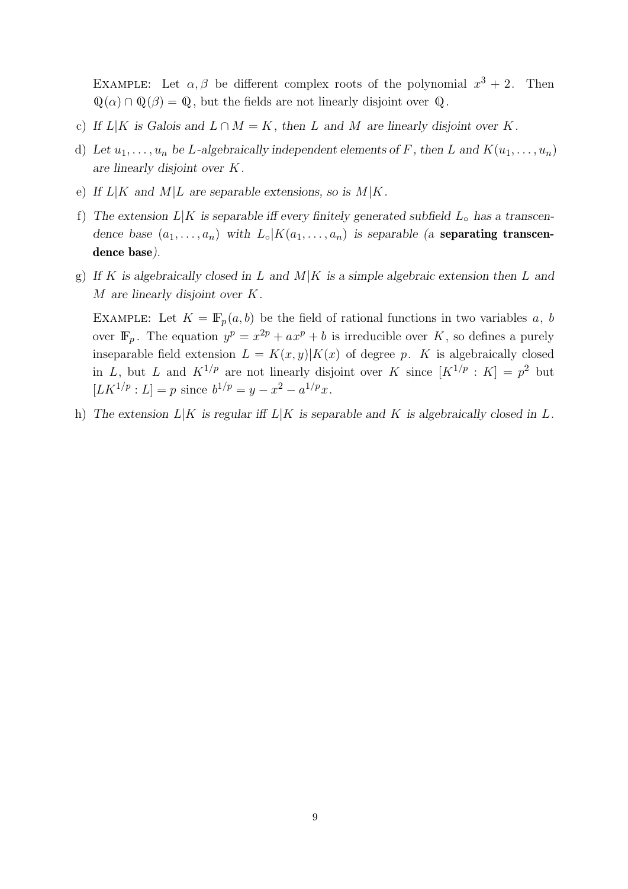Example: Let $\alpha, \beta$ be different complex roots of the polynomial $x^3 + 2$. Then $\mathbb{Q}(\alpha) \cap \mathbb{Q}(\beta) = \mathbb{Q}$, but the fields are not linearly disjoint over $\mathbb{Q}$.

c) *If $L|K$ is Galois and $L \cap M = K$, then $L$ and $M$ are linearly disjoint over $K$.*

d) *Let $u_1, \ldots, u_n$ be $L$-algebraically independent elements of $F$, then $L$ and $K(u_1, \ldots, u_n)$ are linearly disjoint over $K$.*

e) *If $L|K$ and $M|L$ are separable extensions, so is $M|K$.*

f) *The extension $L|K$ is separable iff every finitely generated subfield $L_\circ$ has a transcendence base $(a_1, \ldots, a_n)$ with $L_\circ|K(a_1, \ldots, a_n)$ is separable (a* **separating transcendence base***).*

g) *If $K$ is algebraically closed in $L$ and $M|K$ is a simple algebraic extension then $L$ and $M$ are linearly disjoint over $K$.*

   Example: Let $K = \mathbb{F}_p(a, b)$ be the field of rational functions in two variables $a$, $b$ over $\mathbb{F}_p$. The equation $y^p = x^{2p} + ax^p + b$ is irreducible over $K$, so defines a purely inseparable field extension $L = K(x, y)|K(x)$ of degree $p$. $K$ is algebraically closed in $L$, but $L$ and $K^{1/p}$ are not linearly disjoint over $K$ since $[K^{1/p} : K] = p^2$ but $[LK^{1/p} : L] = p$ since $b^{1/p} = y - x^2 - a^{1/p}x$.

h) *The extension $L|K$ is regular iff $L|K$ is separable and $K$ is algebraically closed in $L$.*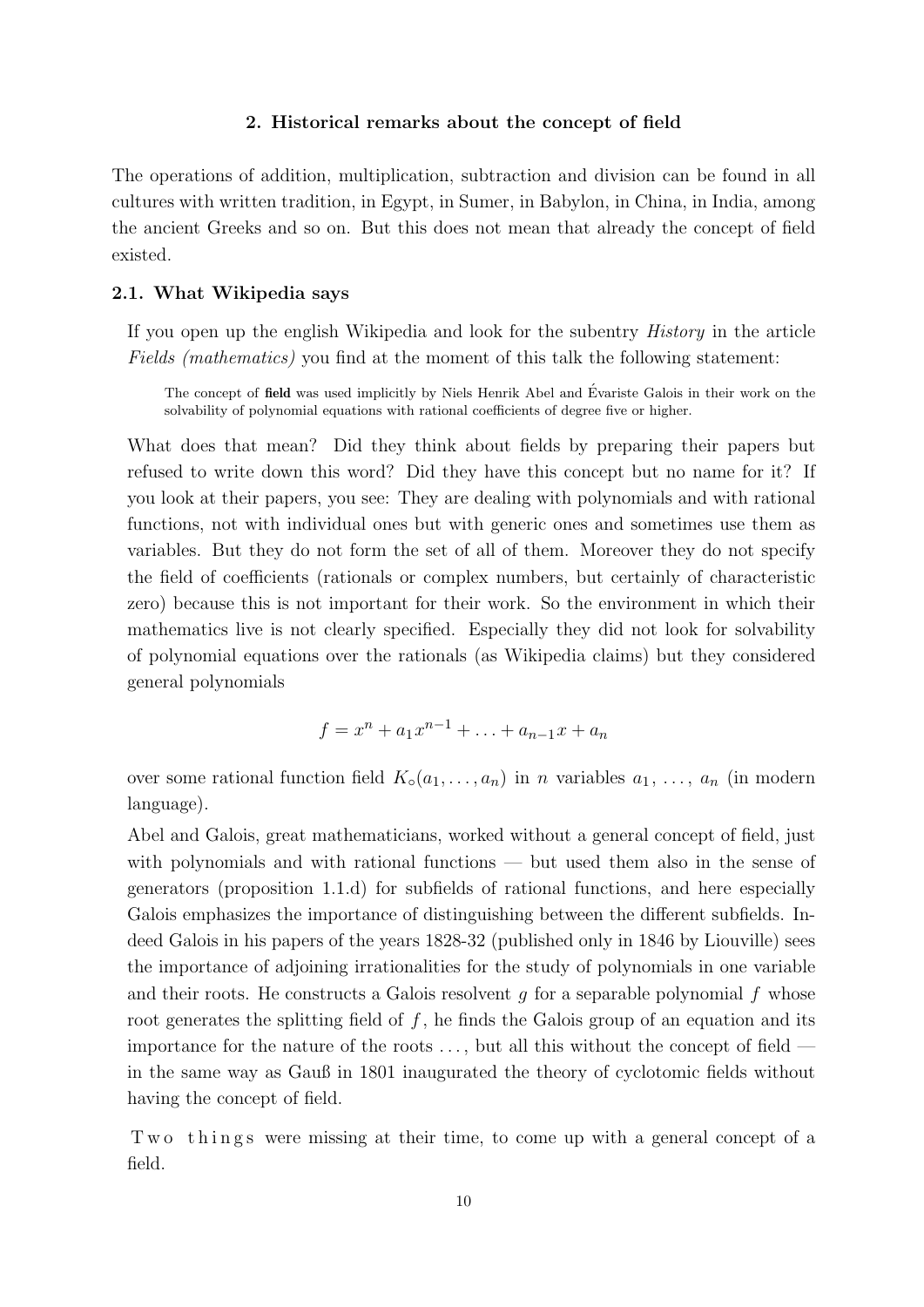## 2. Historical remarks about the concept of field

The operations of addition, multiplication, subtraction and division can be found in all cultures with written tradition, in Egypt, in Sumer, in Babylon, in China, in India, among the ancient Greeks and so on. But this does not mean that already the concept of field existed.

### 2.1. What Wikipedia says

If you open up the english Wikipedia and look for the subentry *History* in the article *Fields (mathematics)* you find at the moment of this talk the following statement:

> The concept of **field** was used implicitly by Niels Henrik Abel and Évariste Galois in their work on the solvability of polynomial equations with rational coefficients of degree five or higher.

What does that mean? Did they think about fields by preparing their papers but refused to write down this word? Did they have this concept but no name for it? If you look at their papers, you see: They are dealing with polynomials and with rational functions, not with individual ones but with generic ones and sometimes use them as variables. But they do not form the set of all of them. Moreover they do not specify the field of coefficients (rationals or complex numbers, but certainly of characteristic zero) because this is not important for their work. So the environment in which their mathematics live is not clearly specified. Especially they did not look for solvability of polynomial equations over the rationals (as Wikipedia claims) but they considered general polynomials

$$f = x^n + a_1 x^{n-1} + \ldots + a_{n-1} x + a_n$$

over some rational function field $K_\circ(a_1, \ldots, a_n)$ in $n$ variables $a_1, \ldots, a_n$ (in modern language).

Abel and Galois, great mathematicians, worked without a general concept of field, just with polynomials and with rational functions — but used them also in the sense of generators (proposition 1.1.d) for subfields of rational functions, and here especially Galois emphasizes the importance of distinguishing between the different subfields. Indeed Galois in his papers of the years 1828-32 (published only in 1846 by Liouville) sees the importance of adjoining irrationalities for the study of polynomials in one variable and their roots. He constructs a Galois resolvent $g$ for a separable polynomial $f$ whose root generates the splitting field of $f$, he finds the Galois group of an equation and its importance for the nature of the roots …, but all this without the concept of field — in the same way as Gauß in 1801 inaugurated the theory of cyclotomic fields without having the concept of field.

T w o  t h i n g s were missing at their time, to come up with a general concept of a field.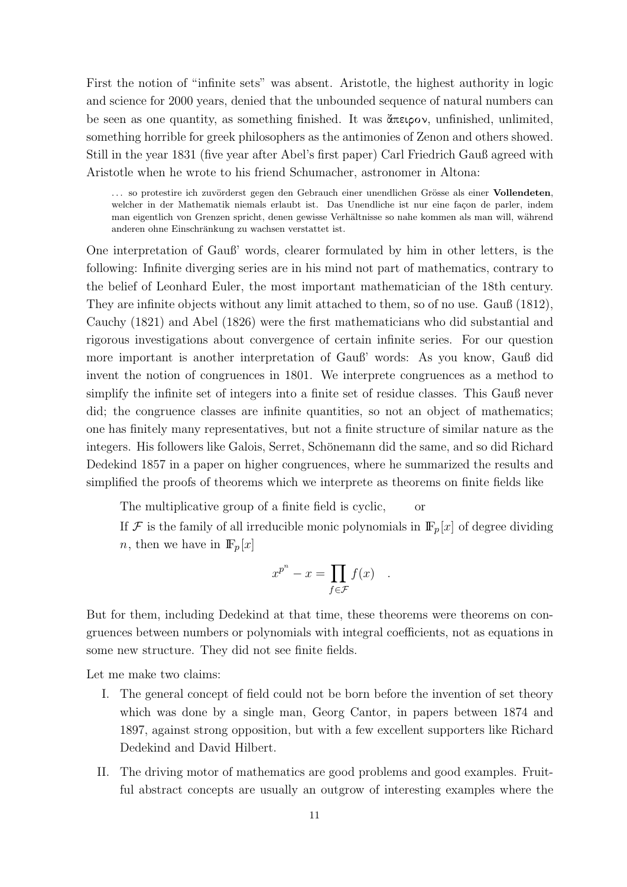First the notion of "infinite sets" was absent. Aristotle, the highest authority in logic and science for 2000 years, denied that the unbounded sequence of natural numbers can be seen as one quantity, as something finished. It was ἄπειρον, unfinished, unlimited, something horrible for greek philosophers as the antimonies of Zenon and others showed. Still in the year 1831 (five year after Abel's first paper) Carl Friedrich Gauß agreed with Aristotle when he wrote to his friend Schumacher, astronomer in Altona:

> ... so protestire ich zuvörderst gegen den Gebrauch einer unendlichen Grösse als einer **Vollendeten**, welcher in der Mathematik niemals erlaubt ist. Das Unendliche ist nur eine façon de parler, indem man eigentlich von Grenzen spricht, denen gewisse Verhältnisse so nahe kommen als man will, während anderen ohne Einschränkung zu wachsen verstattet ist.

One interpretation of Gauß' words, clearer formulated by him in other letters, is the following: Infinite diverging series are in his mind not part of mathematics, contrary to the belief of Leonhard Euler, the most important mathematician of the 18th century. They are infinite objects without any limit attached to them, so of no use. Gauß (1812), Cauchy (1821) and Abel (1826) were the first mathematicians who did substantial and rigorous investigations about convergence of certain infinite series. For our question more important is another interpretation of Gauß' words: As you know, Gauß did invent the notion of congruences in 1801. We interprete congruences as a method to simplify the infinite set of integers into a finite set of residue classes. This Gauß never did; the congruence classes are infinite quantities, so not an object of mathematics; one has finitely many representatives, but not a finite structure of similar nature as the integers. His followers like Galois, Serret, Schönemann did the same, and so did Richard Dedekind 1857 in a paper on higher congruences, where he summarized the results and simplified the proofs of theorems which we interprete as theorems on finite fields like

The multiplicative group of a finite field is cyclic, or

If $\mathcal{F}$ is the family of all irreducible monic polynomials in $\mathbb{F}_p[x]$ of degree dividing $n$, then we have in $\mathbb{F}_p[x]$

$$x^{p^n} - x = \prod_{f \in \mathcal{F}} f(x) \quad .$$

But for them, including Dedekind at that time, these theorems were theorems on congruences between numbers or polynomials with integral coefficients, not as equations in some new structure. They did not see finite fields.

Let me make two claims:

I. The general concept of field could not be born before the invention of set theory which was done by a single man, Georg Cantor, in papers between 1874 and 1897, against strong opposition, but with a few excellent supporters like Richard Dedekind and David Hilbert.

II. The driving motor of mathematics are good problems and good examples. Fruitful abstract concepts are usually an outgrow of interesting examples where the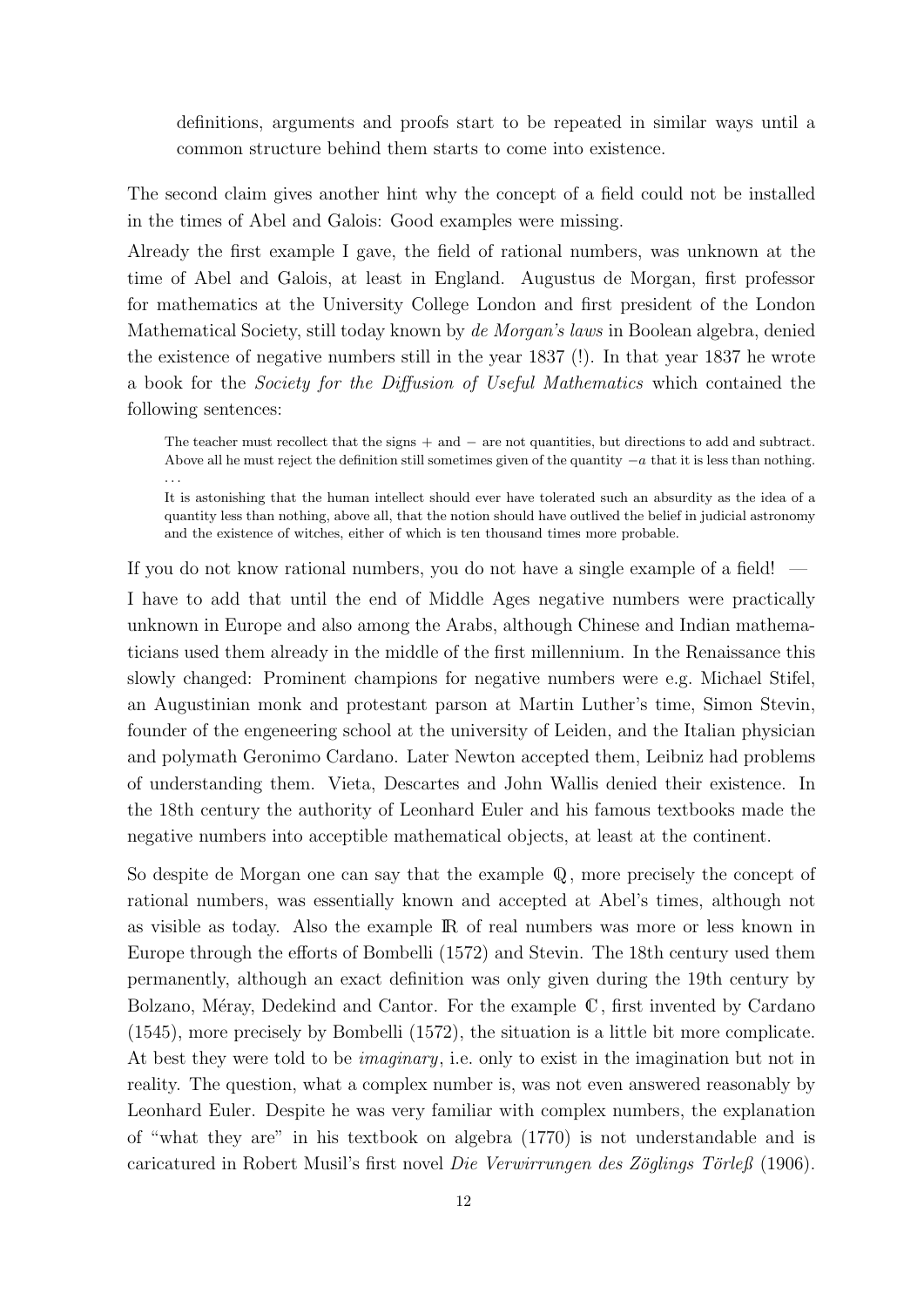> definitions, arguments and proofs start to be repeated in similar ways until a common structure behind them starts to come into existence.

The second claim gives another hint why the concept of a field could not be installed in the times of Abel and Galois: Good examples were missing.

Already the first example I gave, the field of rational numbers, was unknown at the time of Abel and Galois, at least in England. Augustus de Morgan, first professor for mathematics at the University College London and first president of the London Mathematical Society, still today known by *de Morgan's laws* in Boolean algebra, denied the existence of negative numbers still in the year 1837 (!). In that year 1837 he wrote a book for the *Society for the Diffusion of Useful Mathematics* which contained the following sentences:

> The teacher must recollect that the signs $+$ and $-$ are not quantities, but directions to add and subtract. Above all he must reject the definition still sometimes given of the quantity $-a$ that it is less than nothing. ...
>
> It is astonishing that the human intellect should ever have tolerated such an absurdity as the idea of a quantity less than nothing, above all, that the notion should have outlived the belief in judicial astronomy and the existence of witches, either of which is ten thousand times more probable.

If you do not know rational numbers, you do not have a single example of a field! —

I have to add that until the end of Middle Ages negative numbers were practically unknown in Europe and also among the Arabs, although Chinese and Indian mathematicians used them already in the middle of the first millennium. In the Renaissance this slowly changed: Prominent champions for negative numbers were e.g. Michael Stifel, an Augustinian monk and protestant parson at Martin Luther's time, Simon Stevin, founder of the engeneering school at the university of Leiden, and the Italian physician and polymath Geronimo Cardano. Later Newton accepted them, Leibniz had problems of understanding them. Vieta, Descartes and John Wallis denied their existence. In the 18th century the authority of Leonhard Euler and his famous textbooks made the negative numbers into acceptible mathematical objects, at least at the continent.

So despite de Morgan one can say that the example $\mathbb{Q}$, more precisely the concept of rational numbers, was essentially known and accepted at Abel's times, although not as visible as today. Also the example $\mathbb{R}$ of real numbers was more or less known in Europe through the efforts of Bombelli (1572) and Stevin. The 18th century used them permanently, although an exact definition was only given during the 19th century by Bolzano, Méray, Dedekind and Cantor. For the example $\mathbb{C}$, first invented by Cardano (1545), more precisely by Bombelli (1572), the situation is a little bit more complicate. At best they were told to be *imaginary*, i.e. only to exist in the imagination but not in reality. The question, what a complex number is, was not even answered reasonably by Leonhard Euler. Despite he was very familiar with complex numbers, the explanation of "what they are" in his textbook on algebra (1770) is not understandable and is caricatured in Robert Musil's first novel *Die Verwirrungen des Zöglings Törleß* (1906).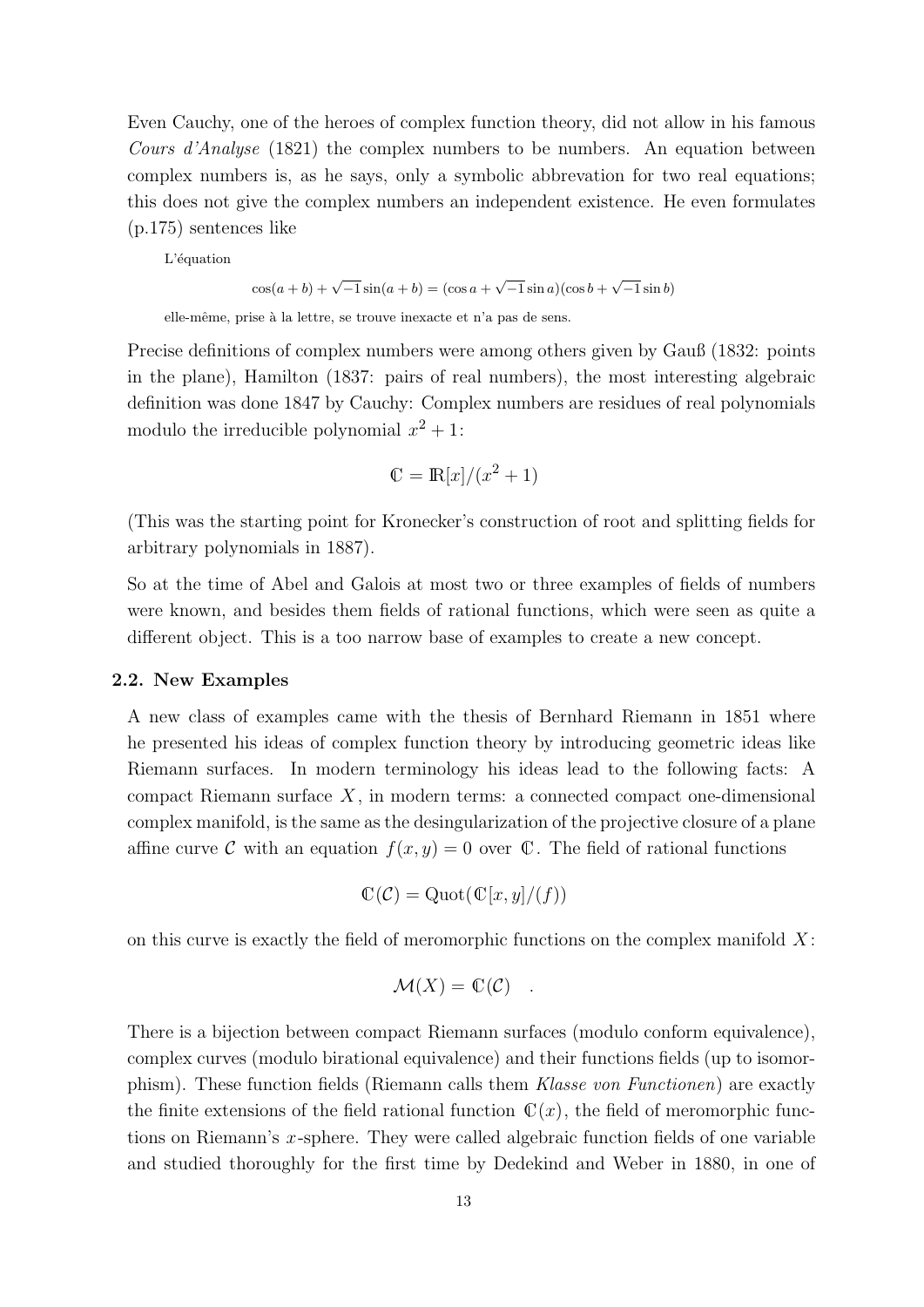Even Cauchy, one of the heroes of complex function theory, did not allow in his famous *Cours d'Analyse* (1821) the complex numbers to be numbers. An equation between complex numbers is, as he says, only a symbolic abbrevation for two real equations; this does not give the complex numbers an independent existence. He even formulates (p.175) sentences like

> L'équation
>
> $$\cos(a+b) + \sqrt{-1}\sin(a+b) = (\cos a + \sqrt{-1}\sin a)(\cos b + \sqrt{-1}\sin b)$$
>
> elle-même, prise à la lettre, se trouve inexacte et n'a pas de sens.

Precise definitions of complex numbers were among others given by Gauß (1832: points in the plane), Hamilton (1837: pairs of real numbers), the most interesting algebraic definition was done 1847 by Cauchy: Complex numbers are residues of real polynomials modulo the irreducible polynomial $x^2 + 1$:

$$\mathbb{C} = \mathbb{R}[x]/(x^2 + 1)$$

(This was the starting point for Kronecker's construction of root and splitting fields for arbitrary polynomials in 1887).

So at the time of Abel and Galois at most two or three examples of fields of numbers were known, and besides them fields of rational functions, which were seen as quite a different object. This is a too narrow base of examples to create a new concept.

### 2.2. New Examples

A new class of examples came with the thesis of Bernhard Riemann in 1851 where he presented his ideas of complex function theory by introducing geometric ideas like Riemann surfaces. In modern terminology his ideas lead to the following facts: A compact Riemann surface $X$, in modern terms: a connected compact one-dimensional complex manifold, is the same as the desingularization of the projective closure of a plane affine curve $\mathcal{C}$ with an equation $f(x, y) = 0$ over $\mathbb{C}$. The field of rational functions

$$\mathbb{C}(\mathcal{C}) = \mathrm{Quot}(\mathbb{C}[x, y]/(f))$$

on this curve is exactly the field of meromorphic functions on the complex manifold $X$:

$$\mathcal{M}(X) = \mathbb{C}(\mathcal{C}) \quad .$$

There is a bijection between compact Riemann surfaces (modulo conform equivalence), complex curves (modulo birational equivalence) and their functions fields (up to isomorphism). These function fields (Riemann calls them *Klasse von Functionen*) are exactly the finite extensions of the field rational function $\mathbb{C}(x)$, the field of meromorphic functions on Riemann's $x$-sphere. They were called algebraic function fields of one variable and studied thoroughly for the first time by Dedekind and Weber in 1880, in one of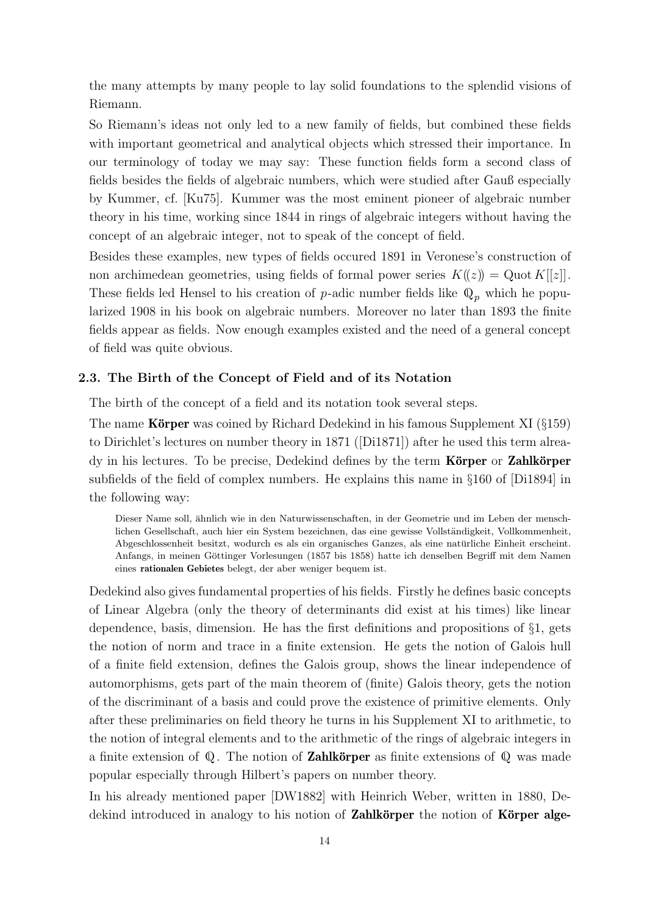the many attempts by many people to lay solid foundations to the splendid visions of Riemann.

So Riemann's ideas not only led to a new family of fields, but combined these fields with important geometrical and analytical objects which stressed their importance. In our terminology of today we may say: These function fields form a second class of fields besides the fields of algebraic numbers, which were studied after Gauß especially by Kummer, cf. [Ku75]. Kummer was the most eminent pioneer of algebraic number theory in his time, working since 1844 in rings of algebraic integers without having the concept of an algebraic integer, not to speak of the concept of field.

Besides these examples, new types of fields occured 1891 in Veronese's construction of non archimedean geometries, using fields of formal power series $K((z)) = \mathrm{Quot}\, K[[z]]$. These fields led Hensel to his creation of $p$-adic number fields like $\mathbb{Q}_p$ which he popularized 1908 in his book on algebraic numbers. Moreover no later than 1893 the finite fields appear as fields. Now enough examples existed and the need of a general concept of field was quite obvious.

### 2.3. The Birth of the Concept of Field and of its Notation

The birth of the concept of a field and its notation took several steps.

The name **Körper** was coined by Richard Dedekind in his famous Supplement XI (§159) to Dirichlet's lectures on number theory in 1871 ([Di1871]) after he used this term already in his lectures. To be precise, Dedekind defines by the term **Körper** or **Zahlkörper** subfields of the field of complex numbers. He explains this name in §160 of [Di1894] in the following way:

> Dieser Name soll, ähnlich wie in den Naturwissenschaften, in der Geometrie und im Leben der menschlichen Gesellschaft, auch hier ein System bezeichnen, das eine gewisse Vollständigkeit, Vollkommenheit, Abgeschlossenheit besitzt, wodurch es als ein organisches Ganzes, als eine natürliche Einheit erscheint. Anfangs, in meinen Göttinger Vorlesungen (1857 bis 1858) hatte ich denselben Begriff mit dem Namen eines **rationalen Gebietes** belegt, der aber weniger bequem ist.

Dedekind also gives fundamental properties of his fields. Firstly he defines basic concepts of Linear Algebra (only the theory of determinants did exist at his times) like linear dependence, basis, dimension. He has the first definitions and propositions of §1, gets the notion of norm and trace in a finite extension. He gets the notion of Galois hull of a finite field extension, defines the Galois group, shows the linear independence of automorphisms, gets part of the main theorem of (finite) Galois theory, gets the notion of the discriminant of a basis and could prove the existence of primitive elements. Only after these preliminaries on field theory he turns in his Supplement XI to arithmetic, to the notion of integral elements and to the arithmetic of the rings of algebraic integers in a finite extension of $\mathbb{Q}$. The notion of **Zahlkörper** as finite extensions of $\mathbb{Q}$ was made popular especially through Hilbert's papers on number theory.

In his already mentioned paper [DW1882] with Heinrich Weber, written in 1880, Dedekind introduced in analogy to his notion of **Zahlkörper** the notion of **Körper alge-**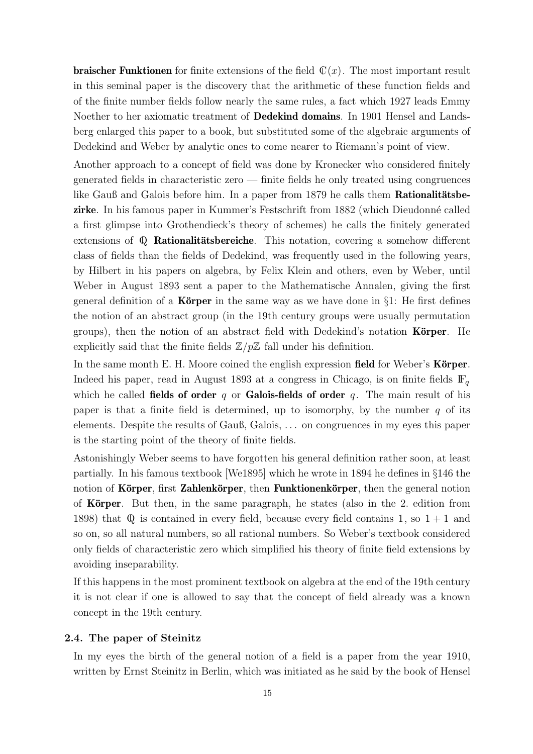**braischer Funktionen** for finite extensions of the field $\mathbb{C}(x)$. The most important result in this seminal paper is the discovery that the arithmetic of these function fields and of the finite number fields follow nearly the same rules, a fact which 1927 leads Emmy Noether to her axiomatic treatment of **Dedekind domains**. In 1901 Hensel and Landsberg enlarged this paper to a book, but substituted some of the algebraic arguments of Dedekind and Weber by analytic ones to come nearer to Riemann's point of view.

Another approach to a concept of field was done by Kronecker who considered finitely generated fields in characteristic zero — finite fields he only treated using congruences like Gauß and Galois before him. In a paper from 1879 he calls them **Rationalitätsbezirke**. In his famous paper in Kummer's Festschrift from 1882 (which Dieudonné called a first glimpse into Grothendieck's theory of schemes) he calls the finitely generated extensions of $\mathbb{Q}$ **Rationalitätsbereiche**. This notation, covering a somehow different class of fields than the fields of Dedekind, was frequently used in the following years, by Hilbert in his papers on algebra, by Felix Klein and others, even by Weber, until Weber in August 1893 sent a paper to the Mathematische Annalen, giving the first general definition of a **Körper** in the same way as we have done in §1: He first defines the notion of an abstract group (in the 19th century groups were usually permutation groups), then the notion of an abstract field with Dedekind's notation **Körper**. He explicitly said that the finite fields $\mathbb{Z}/p\mathbb{Z}$ fall under his definition.

In the same month E. H. Moore coined the english expression **field** for Weber's **Körper**. Indeed his paper, read in August 1893 at a congress in Chicago, is on finite fields $\mathbb{F}_q$ which he called **fields of order** $q$ or **Galois-fields of order** $q$. The main result of his paper is that a finite field is determined, up to isomorphy, by the number $q$ of its elements. Despite the results of Gauß, Galois, ... on congruences in my eyes this paper is the starting point of the theory of finite fields.

Astonishingly Weber seems to have forgotten his general definition rather soon, at least partially. In his famous textbook [We1895] which he wrote in 1894 he defines in §146 the notion of **Körper**, first **Zahlenkörper**, then **Funktionenkörper**, then the general notion of **Körper**. But then, in the same paragraph, he states (also in the 2. edition from 1898) that $\mathbb{Q}$ is contained in every field, because every field contains 1, so $1+1$ and so on, so all natural numbers, so all rational numbers. So Weber's textbook considered only fields of characteristic zero which simplified his theory of finite field extensions by avoiding inseparability.

If this happens in the most prominent textbook on algebra at the end of the 19th century it is not clear if one is allowed to say that the concept of field already was a known concept in the 19th century.

### 2.4. The paper of Steinitz

In my eyes the birth of the general notion of a field is a paper from the year 1910, written by Ernst Steinitz in Berlin, which was initiated as he said by the book of Hensel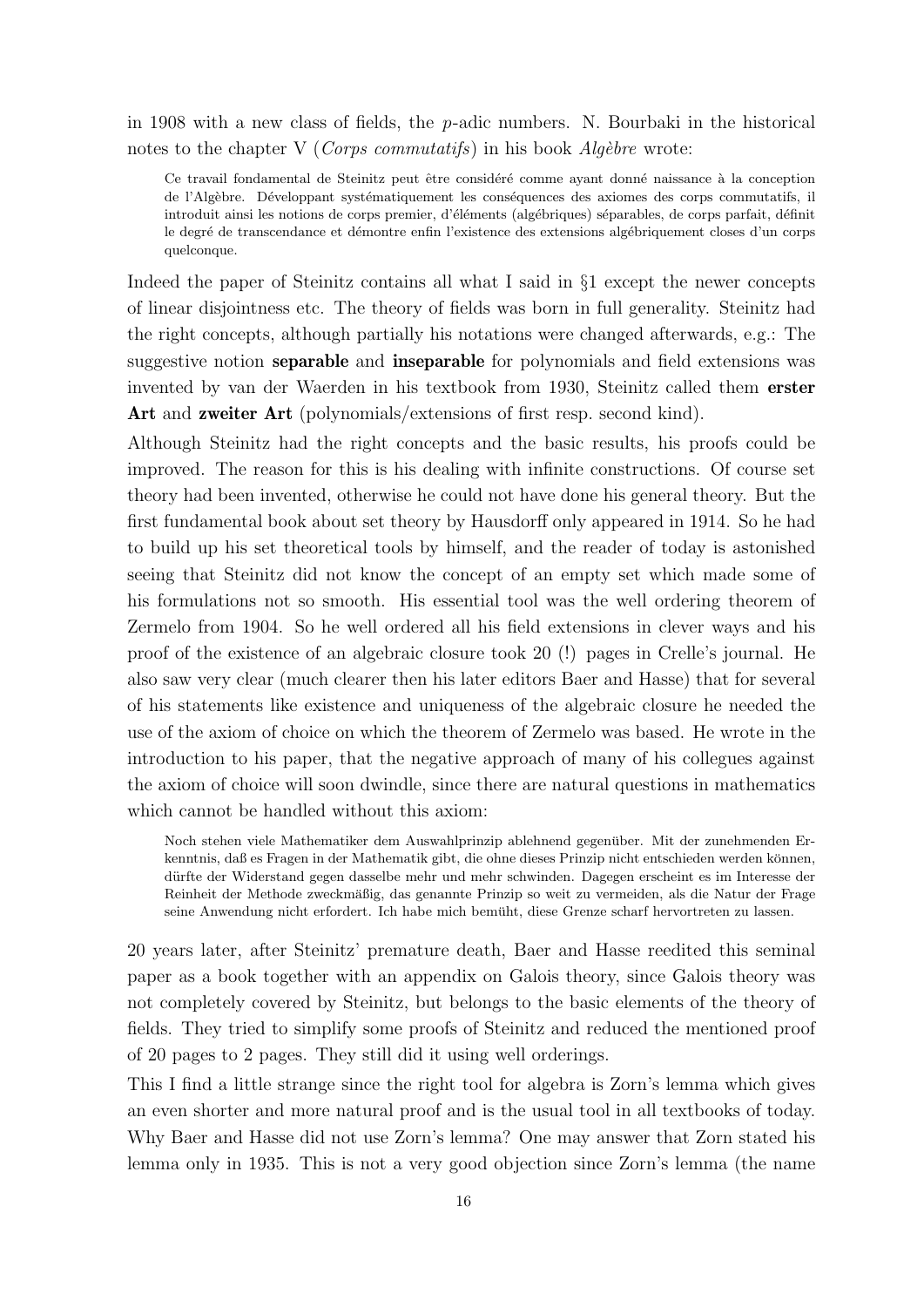in 1908 with a new class of fields, the $p$-adic numbers. N. Bourbaki in the historical notes to the chapter V (*Corps commutatifs*) in his book *Algèbre* wrote:

> Ce travail fondamental de Steinitz peut être considéré comme ayant donné naissance à la conception de l'Algèbre. Développant systématiquement les conséquences des axiomes des corps commutatifs, il introduit ainsi les notions de corps premier, d'éléments (algébriques) séparables, de corps parfait, définit le degré de transcendance et démontre enfin l'existence des extensions algébriquement closes d'un corps quelconque.

Indeed the paper of Steinitz contains all what I said in §1 except the newer concepts of linear disjointness etc. The theory of fields was born in full generality. Steinitz had the right concepts, although partially his notations were changed afterwards, e.g.: The suggestive notion **separable** and **inseparable** for polynomials and field extensions was invented by van der Waerden in his textbook from 1930, Steinitz called them **erster Art** and **zweiter Art** (polynomials/extensions of first resp. second kind).

Although Steinitz had the right concepts and the basic results, his proofs could be improved. The reason for this is his dealing with infinite constructions. Of course set theory had been invented, otherwise he could not have done his general theory. But the first fundamental book about set theory by Hausdorff only appeared in 1914. So he had to build up his set theoretical tools by himself, and the reader of today is astonished seeing that Steinitz did not know the concept of an empty set which made some of his formulations not so smooth. His essential tool was the well ordering theorem of Zermelo from 1904. So he well ordered all his field extensions in clever ways and his proof of the existence of an algebraic closure took 20 (!) pages in Crelle's journal. He also saw very clear (much clearer then his later editors Baer and Hasse) that for several of his statements like existence and uniqueness of the algebraic closure he needed the use of the axiom of choice on which the theorem of Zermelo was based. He wrote in the introduction to his paper, that the negative approach of many of his collegues against the axiom of choice will soon dwindle, since there are natural questions in mathematics which cannot be handled without this axiom:

> Noch stehen viele Mathematiker dem Auswahlprinzip ablehnend gegenüber. Mit der zunehmenden Erkenntnis, daß es Fragen in der Mathematik gibt, die ohne dieses Prinzip nicht entschieden werden können, dürfte der Widerstand gegen dasselbe mehr und mehr schwinden. Dagegen erscheint es im Interesse der Reinheit der Methode zweckmäßig, das genannte Prinzip so weit zu vermeiden, als die Natur der Frage seine Anwendung nicht erfordert. Ich habe mich bemüht, diese Grenze scharf hervortreten zu lassen.

20 years later, after Steinitz' premature death, Baer and Hasse reedited this seminal paper as a book together with an appendix on Galois theory, since Galois theory was not completely covered by Steinitz, but belongs to the basic elements of the theory of fields. They tried to simplify some proofs of Steinitz and reduced the mentioned proof of 20 pages to 2 pages. They still did it using well orderings.

This I find a little strange since the right tool for algebra is Zorn's lemma which gives an even shorter and more natural proof and is the usual tool in all textbooks of today. Why Baer and Hasse did not use Zorn's lemma? One may answer that Zorn stated his lemma only in 1935. This is not a very good objection since Zorn's lemma (the name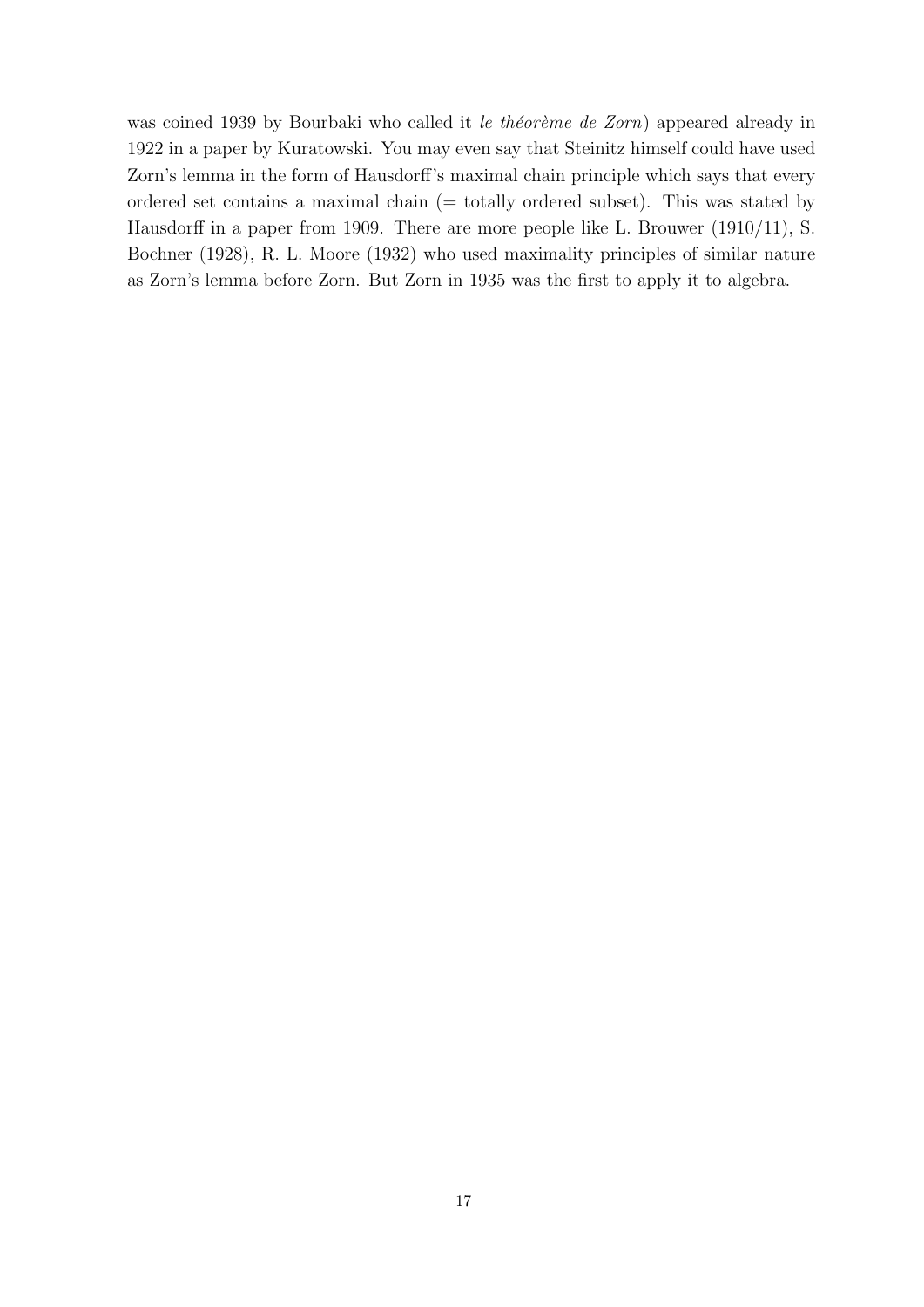was coined 1939 by Bourbaki who called it *le théorème de Zorn*) appeared already in 1922 in a paper by Kuratowski. You may even say that Steinitz himself could have used Zorn's lemma in the form of Hausdorff's maximal chain principle which says that every ordered set contains a maximal chain (= totally ordered subset). This was stated by Hausdorff in a paper from 1909. There are more people like L. Brouwer (1910/11), S. Bochner (1928), R. L. Moore (1932) who used maximality principles of similar nature as Zorn's lemma before Zorn. But Zorn in 1935 was the first to apply it to algebra.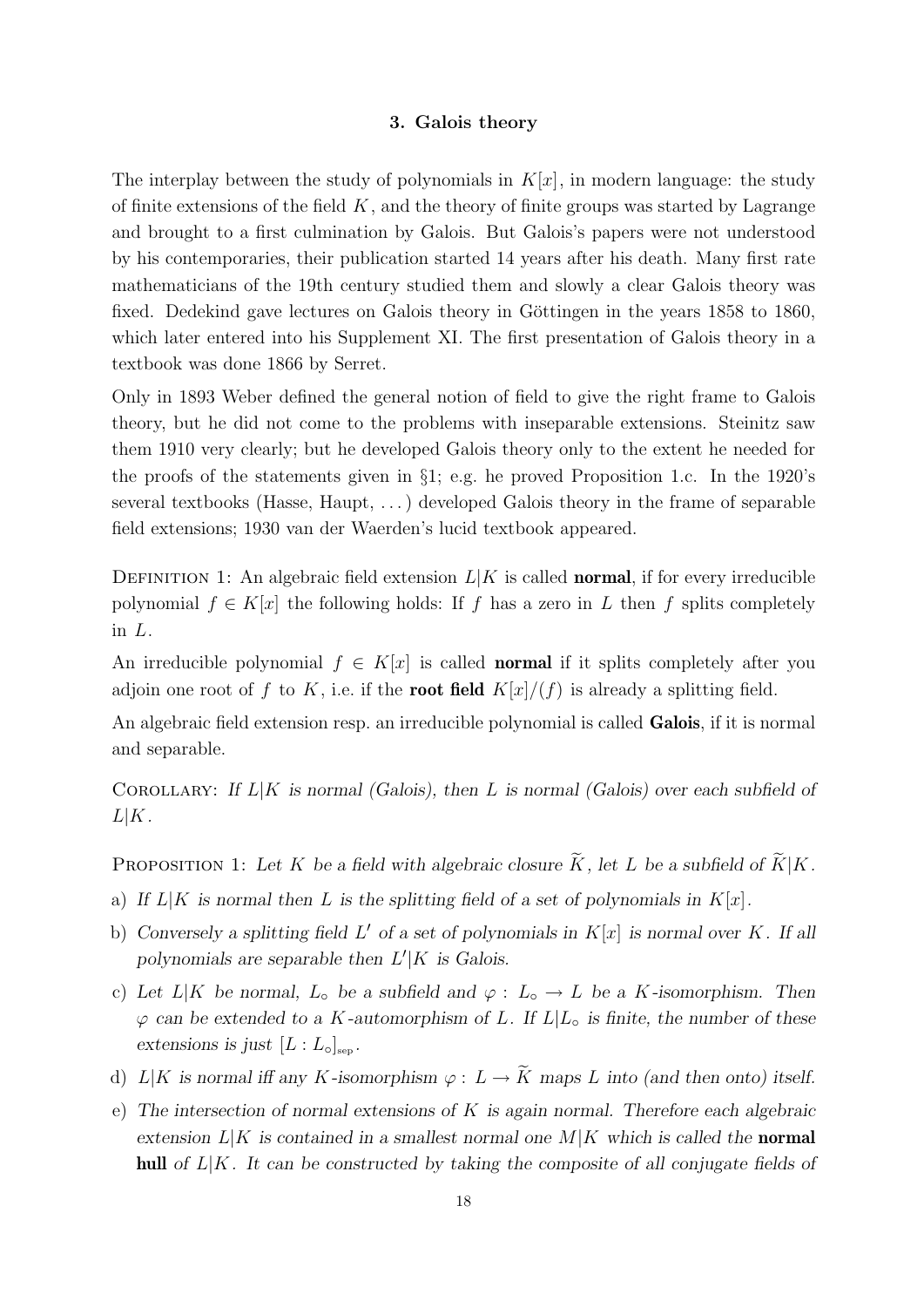## 3. Galois theory

The interplay between the study of polynomials in $K[x]$, in modern language: the study of finite extensions of the field $K$, and the theory of finite groups was started by Lagrange and brought to a first culmination by Galois. But Galois's papers were not understood by his contemporaries, their publication started 14 years after his death. Many first rate mathematicians of the 19th century studied them and slowly a clear Galois theory was fixed. Dedekind gave lectures on Galois theory in Göttingen in the years 1858 to 1860, which later entered into his Supplement XI. The first presentation of Galois theory in a textbook was done 1866 by Serret.

Only in 1893 Weber defined the general notion of field to give the right frame to Galois theory, but he did not come to the problems with inseparable extensions. Steinitz saw them 1910 very clearly; but he developed Galois theory only to the extent he needed for the proofs of the statements given in §1; e.g. he proved Proposition 1.c. In the 1920's several textbooks (Hasse, Haupt, ...) developed Galois theory in the frame of separable field extensions; 1930 van der Waerden's lucid textbook appeared.

Definition 1: An algebraic field extension $L|K$ is called **normal**, if for every irreducible polynomial $f \in K[x]$ the following holds: If $f$ has a zero in $L$ then $f$ splits completely in $L$.

An irreducible polynomial $f \in K[x]$ is called **normal** if it splits completely after you adjoin one root of $f$ to $K$, i.e. if the **root field** $K[x]/(f)$ is already a splitting field.

An algebraic field extension resp. an irreducible polynomial is called **Galois**, if it is normal and separable.

Corollary: *If $L|K$ is normal (Galois), then $L$ is normal (Galois) over each subfield of $L|K$.*

Proposition 1: *Let $K$ be a field with algebraic closure $\widetilde{K}$, let $L$ be a subfield of $\widetilde{K}|K$.*

a) *If $L|K$ is normal then $L$ is the splitting field of a set of polynomials in $K[x]$.*
b) *Conversely a splitting field $L'$ of a set of polynomials in $K[x]$ is normal over $K$. If all polynomials are separable then $L'|K$ is Galois.*
c) *Let $L|K$ be normal, $L_\circ$ be a subfield and $\varphi : L_\circ \to L$ be a $K$-isomorphism. Then $\varphi$ can be extended to a $K$-automorphism of $L$. If $L|L_\circ$ is finite, the number of these extensions is just $[L : L_\circ]_{\text{sep}}$.*
d) *$L|K$ is normal iff any $K$-isomorphism $\varphi : L \to \widetilde{K}$ maps $L$ into (and then onto) itself.*
e) *The intersection of normal extensions of $K$ is again normal. Therefore each algebraic extension $L|K$ is contained in a smallest normal one $M|K$ which is called the **normal hull** of $L|K$. It can be constructed by taking the composite of all conjugate fields of*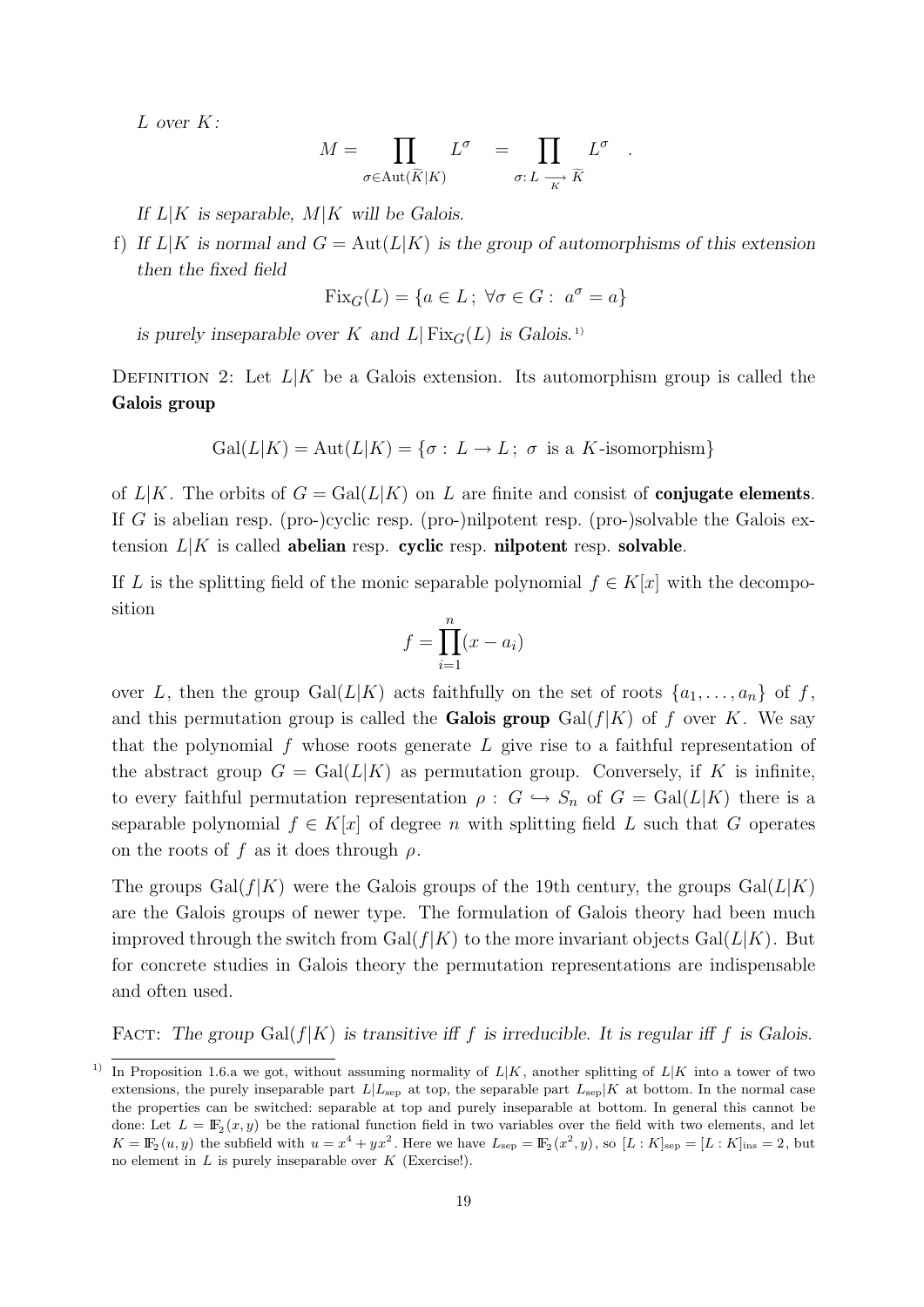*L over K:*

$$M = \prod_{\sigma \in \mathrm{Aut}(\widetilde{K}|K)} L^\sigma = \prod_{\sigma\colon L \underset{K}{\longrightarrow} \widetilde{K}} L^\sigma \quad .$$

*If $L|K$ is separable, $M|K$ will be Galois.*

f) *If $L|K$ is normal and $G = \mathrm{Aut}(L|K)$ is the group of automorphisms of this extension then the fixed field*

$$\mathrm{Fix}_G(L) = \{a \in L\,;\ \forall \sigma \in G:\ a^\sigma = a\}$$

*is purely inseparable over $K$ and $L|\,\mathrm{Fix}_G(L)$ is Galois.*[1]

Definition 2: Let $L|K$ be a Galois extension. Its automorphism group is called the **Galois group**

$$\mathrm{Gal}(L|K) = \mathrm{Aut}(L|K) = \{\sigma : L \to L\,;\ \sigma \text{ is a } K\text{-isomorphism}\}$$

of $L|K$. The orbits of $G = \mathrm{Gal}(L|K)$ on $L$ are finite and consist of **conjugate elements**. If $G$ is abelian resp. (pro-)cyclic resp. (pro-)nilpotent resp. (pro-)solvable the Galois extension $L|K$ is called **abelian** resp. **cyclic** resp. **nilpotent** resp. **solvable**.

If $L$ is the splitting field of the monic separable polynomial $f \in K[x]$ with the decomposition

$$f = \prod_{i=1}^{n} (x - a_i)$$

over $L$, then the group $\mathrm{Gal}(L|K)$ acts faithfully on the set of roots $\{a_1, \ldots, a_n\}$ of $f$, and this permutation group is called the **Galois group** $\mathrm{Gal}(f|K)$ of $f$ over $K$. We say that the polynomial $f$ whose roots generate $L$ give rise to a faithful representation of the abstract group $G = \mathrm{Gal}(L|K)$ as permutation group. Conversely, if $K$ is infinite, to every faithful permutation representation $\rho : G \hookrightarrow S_n$ of $G = \mathrm{Gal}(L|K)$ there is a separable polynomial $f \in K[x]$ of degree $n$ with splitting field $L$ such that $G$ operates on the roots of $f$ as it does through $\rho$.

The groups $\mathrm{Gal}(f|K)$ were the Galois groups of the 19th century, the groups $\mathrm{Gal}(L|K)$ are the Galois groups of newer type. The formulation of Galois theory had been much improved through the switch from $\mathrm{Gal}(f|K)$ to the more invariant objects $\mathrm{Gal}(L|K)$. But for concrete studies in Galois theory the permutation representations are indispensable and often used.

Fact: *The group $\mathrm{Gal}(f|K)$ is transitive iff $f$ is irreducible. It is regular iff $f$ is Galois.*

---

[1] In Proposition 1.6.a we got, without assuming normality of $L|K$, another splitting of $L|K$ into a tower of two extensions, the purely inseparable part $L|L_{\mathrm{sep}}$ at top, the separable part $L_{\mathrm{sep}}|K$ at bottom. In the normal case the properties can be switched: separable at top and purely inseparable at bottom. In general this cannot be done: Let $L = \mathbb{F}_2(x, y)$ be the rational function field in two variables over the field with two elements, and let $K = \mathbb{F}_2(u, y)$ the subfield with $u = x^4 + yx^2$. Here we have $L_{\mathrm{sep}} = \mathbb{F}_2(x^2, y)$, so $[L : K]_{\mathrm{sep}} = [L : K]_{\mathrm{ins}} = 2$, but no element in $L$ is purely inseparable over $K$ (Exercise!).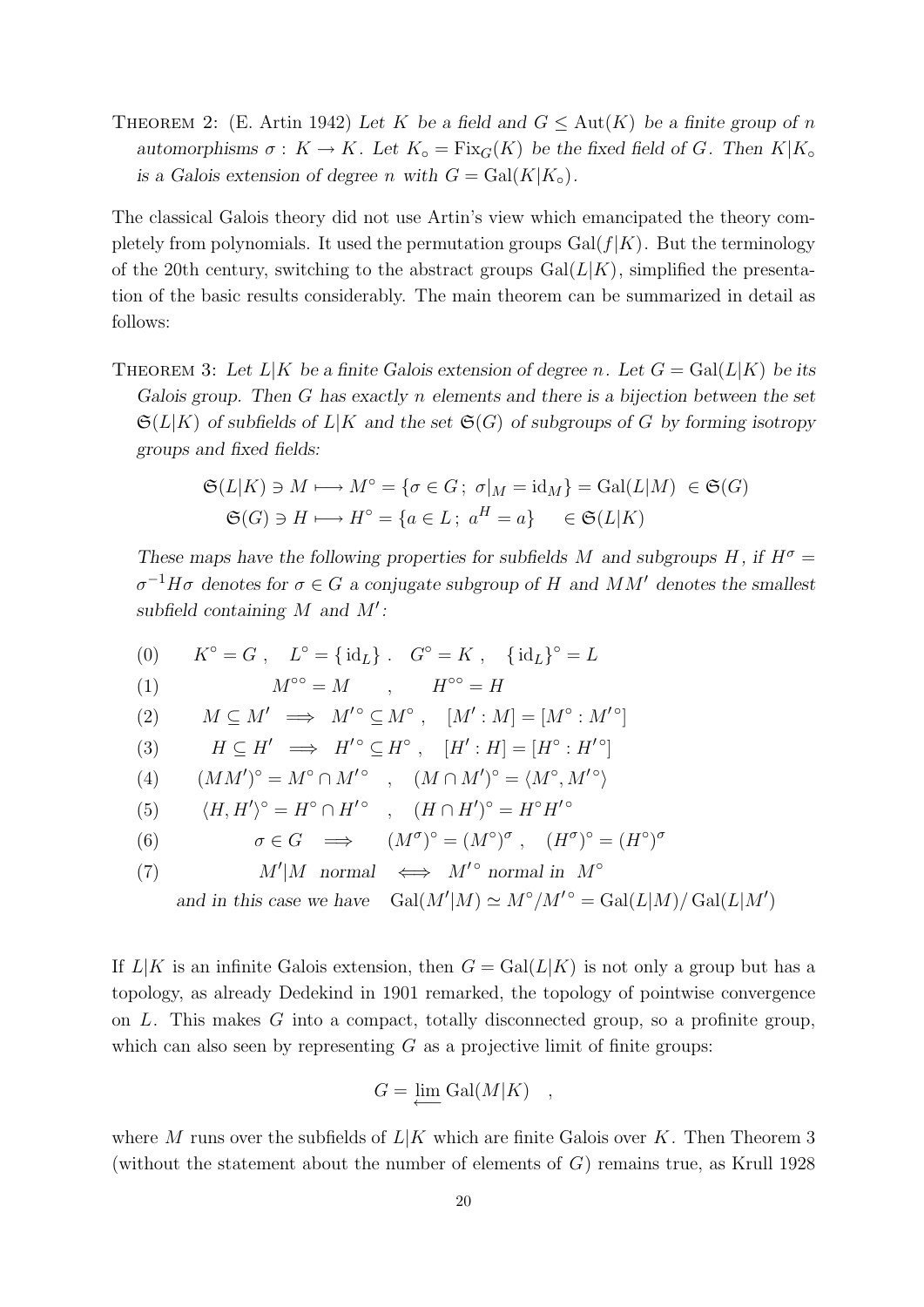THEOREM 2: (E. Artin 1942) *Let $K$ be a field and $G \leq \mathrm{Aut}(K)$ be a finite group of $n$ automorphisms $\sigma : K \to K$. Let $K_\circ = \mathrm{Fix}_G(K)$ be the fixed field of $G$. Then $K|K_\circ$ is a Galois extension of degree $n$ with $G = \mathrm{Gal}(K|K_\circ)$.*

The classical Galois theory did not use Artin's view which emancipated the theory completely from polynomials. It used the permutation groups $\mathrm{Gal}(f|K)$. But the terminology of the 20th century, switching to the abstract groups $\mathrm{Gal}(L|K)$, simplified the presentation of the basic results considerably. The main theorem can be summarized in detail as follows:

THEOREM 3: *Let $L|K$ be a finite Galois extension of degree $n$. Let $G = \mathrm{Gal}(L|K)$ be its Galois group. Then $G$ has exactly $n$ elements and there is a bijection between the set $\mathfrak{S}(L|K)$ of subfields of $L|K$ and the set $\mathfrak{S}(G)$ of subgroups of $G$ by forming isotropy groups and fixed fields:*

$$\mathfrak{S}(L|K) \ni M \longmapsto M^\circ = \{\sigma \in G\,;\ \sigma|_M = \mathrm{id}_M\} = \mathrm{Gal}(L|M) \ \in \mathfrak{S}(G)$$
$$\mathfrak{S}(G) \ni H \longmapsto H^\circ = \{a \in L\,;\ a^H = a\} \quad \in \mathfrak{S}(L|K)$$

*These maps have the following properties for subfields $M$ and subgroups $H$, if $H^\sigma = \sigma^{-1}H\sigma$ denotes for $\sigma \in G$ a conjugate subgroup of $H$ and $MM'$ denotes the smallest subfield containing $M$ and $M'$:*

(0) $\quad K^\circ = G\,, \quad L^\circ = \{\mathrm{id}_L\}\,. \quad G^\circ = K\,, \quad \{\mathrm{id}_L\}^\circ = L$

(1) $\quad M^{\circ\circ} = M \quad , \quad H^{\circ\circ} = H$

(2) $\quad M \subseteq M' \implies M'^\circ \subseteq M^\circ\,, \quad [M' : M] = [M^\circ : M'^\circ]$

(3) $\quad H \subseteq H' \implies H'^\circ \subseteq H^\circ\,, \quad [H' : H] = [H^\circ : H'^\circ]$

(4) $\quad (MM')^\circ = M^\circ \cap M'^\circ \quad , \quad (M \cap M')^\circ = \langle M^\circ, M'^\circ \rangle$

(5) $\quad \langle H, H' \rangle^\circ = H^\circ \cap H'^\circ \quad , \quad (H \cap H')^\circ = H^\circ H'^\circ$

(6) $\quad \sigma \in G \implies (M^\sigma)^\circ = (M^\circ)^\sigma\,, \quad (H^\sigma)^\circ = (H^\circ)^\sigma$

(7) $\quad M'|M$ *normal* $\iff$ $M'^\circ$ *normal in* $M^\circ$

*and in this case we have* $\quad \mathrm{Gal}(M'|M) \simeq M^\circ/M'^\circ = \mathrm{Gal}(L|M)/\,\mathrm{Gal}(L|M')$

If $L|K$ is an infinite Galois extension, then $G = \mathrm{Gal}(L|K)$ is not only a group but has a topology, as already Dedekind in 1901 remarked, the topology of pointwise convergence on $L$. This makes $G$ into a compact, totally disconnected group, so a profinite group, which can also seen by representing $G$ as a projective limit of finite groups:

$$G = \varprojlim \mathrm{Gal}(M|K) \quad ,$$

where $M$ runs over the subfields of $L|K$ which are finite Galois over $K$. Then Theorem 3 (without the statement about the number of elements of $G$) remains true, as Krull 1928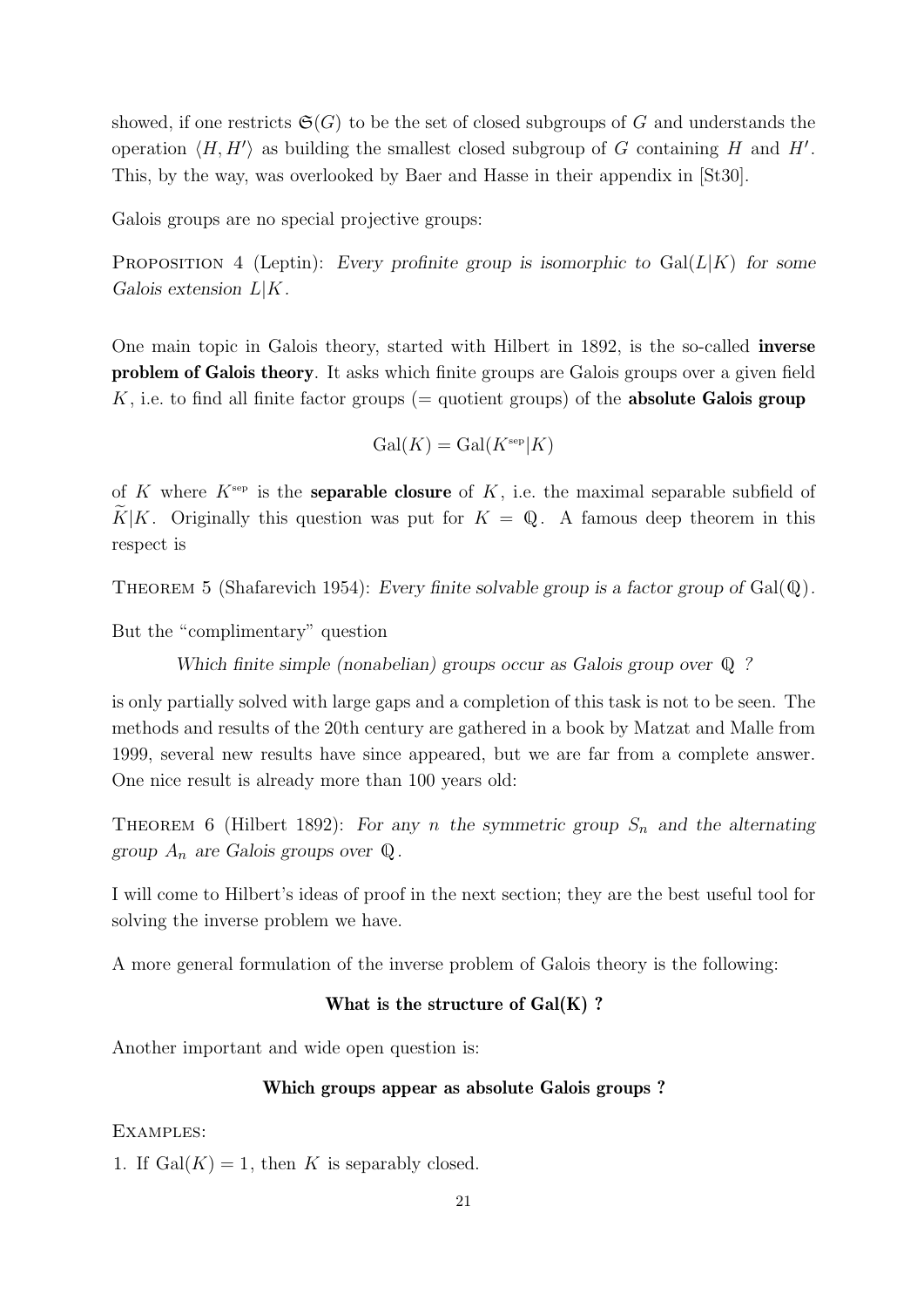showed, if one restricts $\mathfrak{S}(G)$ to be the set of closed subgroups of $G$ and understands the operation $\langle H, H' \rangle$ as building the smallest closed subgroup of $G$ containing $H$ and $H'$. This, by the way, was overlooked by Baer and Hasse in their appendix in [St30].

Galois groups are no special projective groups:

PROPOSITION 4 (Leptin): *Every profinite group is isomorphic to* $\mathrm{Gal}(L|K)$ *for some Galois extension* $L|K$.

One main topic in Galois theory, started with Hilbert in 1892, is the so-called **inverse problem of Galois theory**. It asks which finite groups are Galois groups over a given field $K$, i.e. to find all finite factor groups (= quotient groups) of the **absolute Galois group**

$$\mathrm{Gal}(K) = \mathrm{Gal}(K^{\mathrm{sep}}|K)$$

of $K$ where $K^{\mathrm{sep}}$ is the **separable closure** of $K$, i.e. the maximal separable subfield of $\widetilde{K}|K$. Originally this question was put for $K = \mathbb{Q}$. A famous deep theorem in this respect is

THEOREM 5 (Shafarevich 1954): *Every finite solvable group is a factor group of* $\mathrm{Gal}(\mathbb{Q})$.

But the "complimentary" question

*Which finite simple (nonabelian) groups occur as Galois group over* $\mathbb{Q}$ *?*

is only partially solved with large gaps and a completion of this task is not to be seen. The methods and results of the 20th century are gathered in a book by Matzat and Malle from 1999, several new results have since appeared, but we are far from a complete answer. One nice result is already more than 100 years old:

THEOREM 6 (Hilbert 1892): *For any* $n$ *the symmetric group* $S_n$ *and the alternating group* $A_n$ *are Galois groups over* $\mathbb{Q}$.

I will come to Hilbert's ideas of proof in the next section; they are the best useful tool for solving the inverse problem we have.

A more general formulation of the inverse problem of Galois theory is the following:

**What is the structure of Gal(K) ?**

Another important and wide open question is:

**Which groups appear as absolute Galois groups ?**

EXAMPLES:

1. If $\mathrm{Gal}(K) = 1$, then $K$ is separably closed.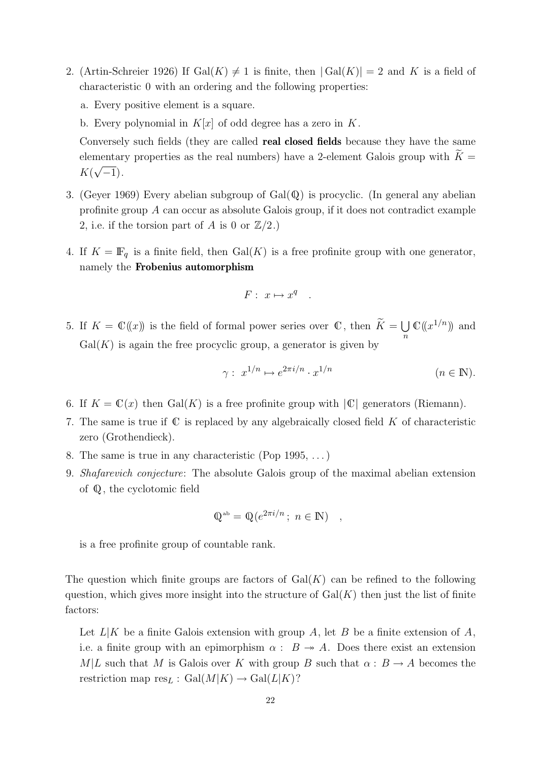2. (Artin-Schreier 1926) If $\operatorname{Gal}(K) \neq 1$ is finite, then $|\operatorname{Gal}(K)| = 2$ and $K$ is a field of characteristic 0 with an ordering and the following properties:

   a. Every positive element is a square.

   b. Every polynomial in $K[x]$ of odd degree has a zero in $K$.

   Conversely such fields (they are called **real closed fields** because they have the same elementary properties as the real numbers) have a 2-element Galois group with $\widetilde{K} = K(\sqrt{-1})$.

3. (Geyer 1969) Every abelian subgroup of $\operatorname{Gal}(\mathbb{Q})$ is procyclic. (In general any abelian profinite group $A$ can occur as absolute Galois group, if it does not contradict example 2, i.e. if the torsion part of $A$ is 0 or $\mathbb{Z}/2$.)

4. If $K = \mathbb{F}_q$ is a finite field, then $\operatorname{Gal}(K)$ is a free profinite group with one generator, namely the **Frobenius automorphism**

$$F: \ x \mapsto x^q \quad .$$

5. If $K = \mathbb{C}((x))$ is the field of formal power series over $\mathbb{C}$, then $\widetilde{K} = \bigcup_n \mathbb{C}((x^{1/n}))$ and $\operatorname{Gal}(K)$ is again the free procyclic group, a generator is given by

$$\gamma: \ x^{1/n} \mapsto e^{2\pi i/n} \cdot x^{1/n} \qquad (n \in \mathbb{N}).$$

6. If $K = \mathbb{C}(x)$ then $\operatorname{Gal}(K)$ is a free profinite group with $|\mathbb{C}|$ generators (Riemann).

7. The same is true if $\mathbb{C}$ is replaced by any algebraically closed field $K$ of characteristic zero (Grothendieck).

8. The same is true in any characteristic (Pop 1995, ...)

9. *Shafarevich conjecture*: The absolute Galois group of the maximal abelian extension of $\mathbb{Q}$, the cyclotomic field

$$\mathbb{Q}^{\text{ab}} = \mathbb{Q}(e^{2\pi i/n};\ n \in \mathbb{N}) \quad ,$$

   is a free profinite group of countable rank.

The question which finite groups are factors of $\operatorname{Gal}(K)$ can be refined to the following question, which gives more insight into the structure of $\operatorname{Gal}(K)$ then just the list of finite factors:

Let $L|K$ be a finite Galois extension with group $A$, let $B$ be a finite extension of $A$, i.e. a finite group with an epimorphism $\alpha: \ B \twoheadrightarrow A$. Does there exist an extension $M|L$ such that $M$ is Galois over $K$ with group $B$ such that $\alpha: B \to A$ becomes the restriction map $\operatorname{res}_L: \operatorname{Gal}(M|K) \to \operatorname{Gal}(L|K)$?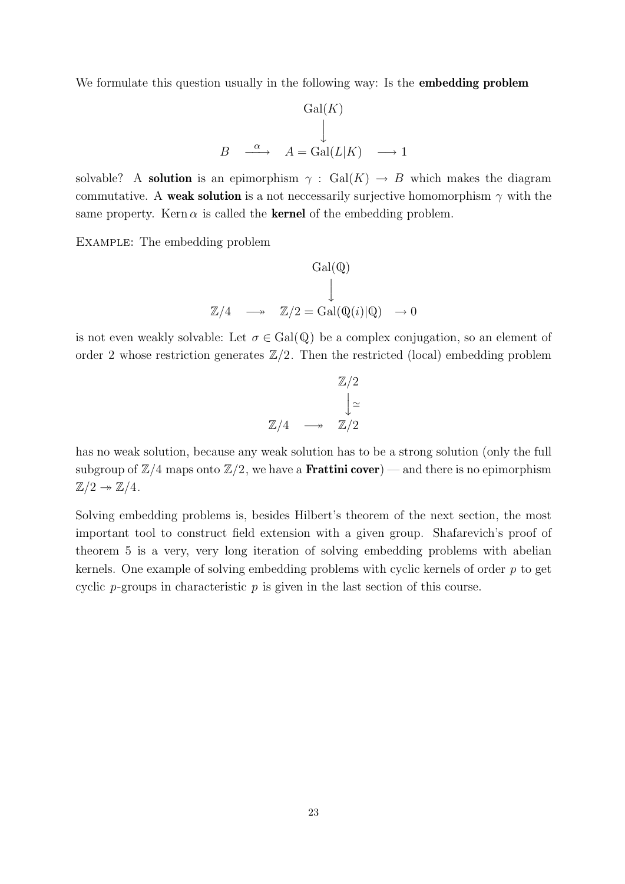We formulate this question usually in the following way: Is the **embedding problem**

$$
\begin{array}{ccccc}
 & & \mathrm{Gal}(K) & & \\
 & & \downarrow & & \\
B & \xrightarrow{\alpha} & A = \mathrm{Gal}(L|K) & \longrightarrow 1 &
\end{array}
$$

solvable? A **solution** is an epimorphism $\gamma : \mathrm{Gal}(K) \to B$ which makes the diagram commutative. A **weak solution** is a not neccessarily surjective homomorphism $\gamma$ with the same property. Kern $\alpha$ is called the **kernel** of the embedding problem.

Example: The embedding problem

$$
\begin{array}{ccccc}
 & & \mathrm{Gal}(\mathbb{Q}) & & \\
 & & \downarrow & & \\
\mathbb{Z}/4 & \twoheadrightarrow & \mathbb{Z}/2 = \mathrm{Gal}(\mathbb{Q}(i)|\mathbb{Q}) & \to 0 &
\end{array}
$$

is not even weakly solvable: Let $\sigma \in \mathrm{Gal}(\mathbb{Q})$ be a complex conjugation, so an element of order 2 whose restriction generates $\mathbb{Z}/2$. Then the restricted (local) embedding problem

$$
\begin{array}{ccc}
 & & \mathbb{Z}/2 \\
 & & \downarrow \simeq \\
\mathbb{Z}/4 & \twoheadrightarrow & \mathbb{Z}/2
\end{array}
$$

has no weak solution, because any weak solution has to be a strong solution (only the full subgroup of $\mathbb{Z}/4$ maps onto $\mathbb{Z}/2$, we have a **Frattini cover**) — and there is no epimorphism $\mathbb{Z}/2 \twoheadrightarrow \mathbb{Z}/4$.

Solving embedding problems is, besides Hilbert's theorem of the next section, the most important tool to construct field extension with a given group. Shafarevich's proof of theorem 5 is a very, very long iteration of solving embedding problems with abelian kernels. One example of solving embedding problems with cyclic kernels of order $p$ to get cyclic $p$-groups in characteristic $p$ is given in the last section of this course.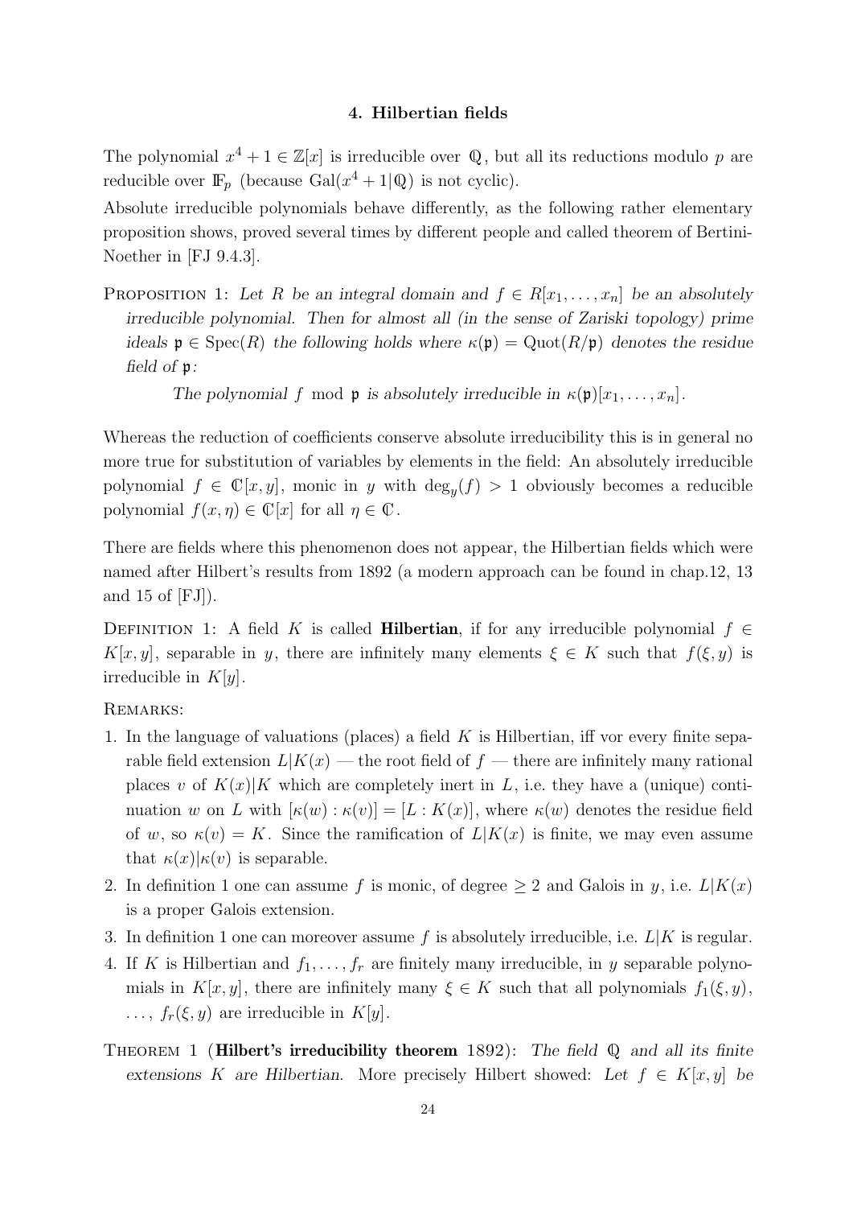## 4. Hilbertian fields

The polynomial $x^4 + 1 \in \mathbb{Z}[x]$ is irreducible over $\mathbb{Q}$, but all its reductions modulo $p$ are reducible over $\mathbb{F}_p$ (because $\mathrm{Gal}(x^4+1|\mathbb{Q})$ is not cyclic).

Absolute irreducible polynomials behave differently, as the following rather elementary proposition shows, proved several times by different people and called theorem of Bertini-Noether in [FJ 9.4.3].

Proposition 1: *Let $R$ be an integral domain and $f \in R[x_1, \ldots, x_n]$ be an absolutely irreducible polynomial. Then for almost all (in the sense of Zariski topology) prime ideals $\mathfrak{p} \in \mathrm{Spec}(R)$ the following holds where $\kappa(\mathfrak{p}) = \mathrm{Quot}(R/\mathfrak{p})$ denotes the residue field of $\mathfrak{p}$:*

*The polynomial $f \mod \mathfrak{p}$ is absolutely irreducible in $\kappa(\mathfrak{p})[x_1, \ldots, x_n]$.*

Whereas the reduction of coefficients conserve absolute irreducibility this is in general no more true for substitution of variables by elements in the field: An absolutely irreducible polynomial $f \in \mathbb{C}[x, y]$, monic in $y$ with $\deg_y(f) > 1$ obviously becomes a reducible polynomial $f(x, \eta) \in \mathbb{C}[x]$ for all $\eta \in \mathbb{C}$.

There are fields where this phenomenon does not appear, the Hilbertian fields which were named after Hilbert's results from 1892 (a modern approach can be found in chap.12, 13 and 15 of [FJ]).

Definition 1: A field $K$ is called **Hilbertian**, if for any irreducible polynomial $f \in K[x, y]$, separable in $y$, there are infinitely many elements $\xi \in K$ such that $f(\xi, y)$ is irreducible in $K[y]$.

Remarks:

1. In the language of valuations (places) a field $K$ is Hilbertian, iff vor every finite separable field extension $L|K(x)$ — the root field of $f$ — there are infinitely many rational places $v$ of $K(x)|K$ which are completely inert in $L$, i.e. they have a (unique) continuation $w$ on $L$ with $[\kappa(w) : \kappa(v)] = [L : K(x)]$, where $\kappa(w)$ denotes the residue field of $w$, so $\kappa(v) = K$. Since the ramification of $L|K(x)$ is finite, we may even assume that $\kappa(x)|\kappa(v)$ is separable.
2. In definition 1 one can assume $f$ is monic, of degree $\geq 2$ and Galois in $y$, i.e. $L|K(x)$ is a proper Galois extension.
3. In definition 1 one can moreover assume $f$ is absolutely irreducible, i.e. $L|K$ is regular.
4. If $K$ is Hilbertian and $f_1, \ldots, f_r$ are finitely many irreducible, in $y$ separable polynomials in $K[x, y]$, there are infinitely many $\xi \in K$ such that all polynomials $f_1(\xi, y)$, $\ldots$, $f_r(\xi, y)$ are irreducible in $K[y]$.

Theorem 1 (**Hilbert's irreducibility theorem** 1892): *The field $\mathbb{Q}$ and all its finite extensions $K$ are Hilbertian.* More precisely Hilbert showed: *Let $f \in K[x, y]$ be*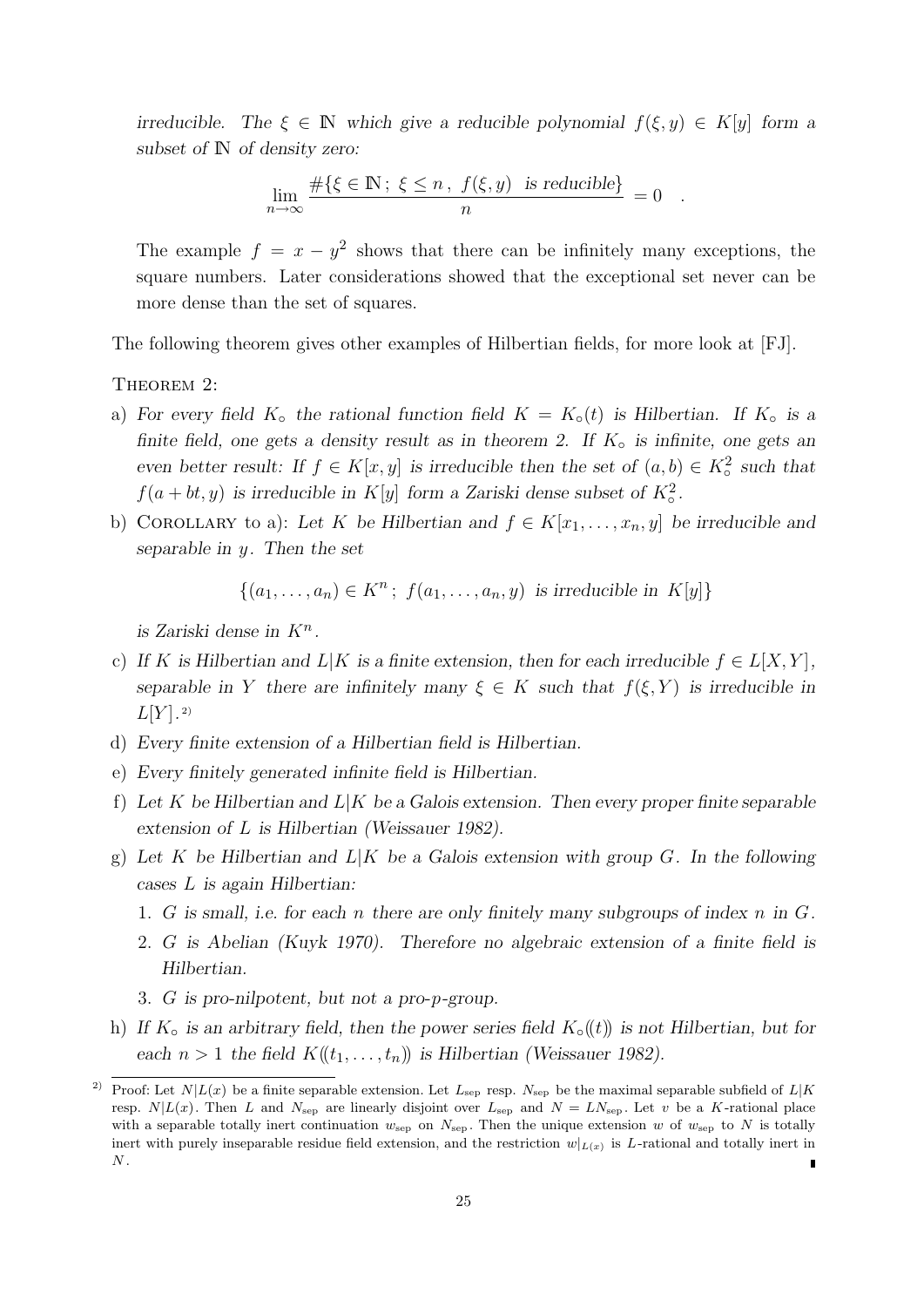*irreducible. The $\xi \in \mathbb{N}$ which give a reducible polynomial $f(\xi, y) \in K[y]$ form a subset of $\mathbb{N}$ of density zero:*

$$\lim_{n\to\infty} \frac{\#\{\xi \in \mathbb{N}\,;\ \xi \le n\,,\ f(\xi,y) \ \text{ is reducible}\}}{n} = 0 \quad .$$

The example $f = x - y^2$ shows that there can be infinitely many exceptions, the square numbers. Later considerations showed that the exceptional set never can be more dense than the set of squares.

The following theorem gives other examples of Hilbertian fields, for more look at [FJ].

THEOREM 2:

a) *For every field $K_\circ$ the rational function field $K = K_\circ(t)$ is Hilbertian. If $K_\circ$ is a finite field, one gets a density result as in theorem 2. If $K_\circ$ is infinite, one gets an even better result: If $f \in K[x,y]$ is irreducible then the set of $(a,b) \in K_\circ^2$ such that $f(a+bt,y)$ is irreducible in $K[y]$ form a Zariski dense subset of $K_\circ^2$.*

b) COROLLARY to a): *Let $K$ be Hilbertian and $f \in K[x_1,\ldots,x_n,y]$ be irreducible and separable in $y$. Then the set*

$$\{(a_1,\ldots,a_n) \in K^n\,;\ f(a_1,\ldots,a_n,y) \ \text{ is irreducible in } \ K[y]\}$$

*is Zariski dense in $K^n$.*

c) *If $K$ is Hilbertian and $L|K$ is a finite extension, then for each irreducible $f \in L[X,Y]$, separable in $Y$ there are infinitely many $\xi \in K$ such that $f(\xi,Y)$ is irreducible in $L[Y]$.*[2)]

d) *Every finite extension of a Hilbertian field is Hilbertian.*

e) *Every finitely generated infinite field is Hilbertian.*

f) *Let $K$ be Hilbertian and $L|K$ be a Galois extension. Then every proper finite separable extension of $L$ is Hilbertian (Weissauer 1982).*

g) *Let $K$ be Hilbertian and $L|K$ be a Galois extension with group $G$. In the following cases $L$ is again Hilbertian:*

1. *$G$ is small, i.e. for each $n$ there are only finitely many subgroups of index $n$ in $G$.*
2. *$G$ is Abelian (Kuyk 1970). Therefore no algebraic extension of a finite field is Hilbertian.*
3. *$G$ is pro-nilpotent, but not a pro-$p$-group.*

h) *If $K_\circ$ is an arbitrary field, then the power series field $K_\circ((t))$ is not Hilbertian, but for each $n > 1$ the field $K((t_1,\ldots,t_n))$ is Hilbertian (Weissauer 1982).*

---

[2)] Proof: Let $N|L(x)$ be a finite separable extension. Let $L_{\text{sep}}$ resp. $N_{\text{sep}}$ be the maximal separable subfield of $L|K$ resp. $N|L(x)$. Then $L$ and $N_{\text{sep}}$ are linearly disjoint over $L_{\text{sep}}$ and $N = LN_{\text{sep}}$. Let $v$ be a $K$-rational place with a separable totally inert continuation $w_{\text{sep}}$ on $N_{\text{sep}}$. Then the unique extension $w$ of $w_{\text{sep}}$ to $N$ is totally inert with purely inseparable residue field extension, and the restriction $w|_{L(x)}$ is $L$-rational and totally inert in $N$. ∎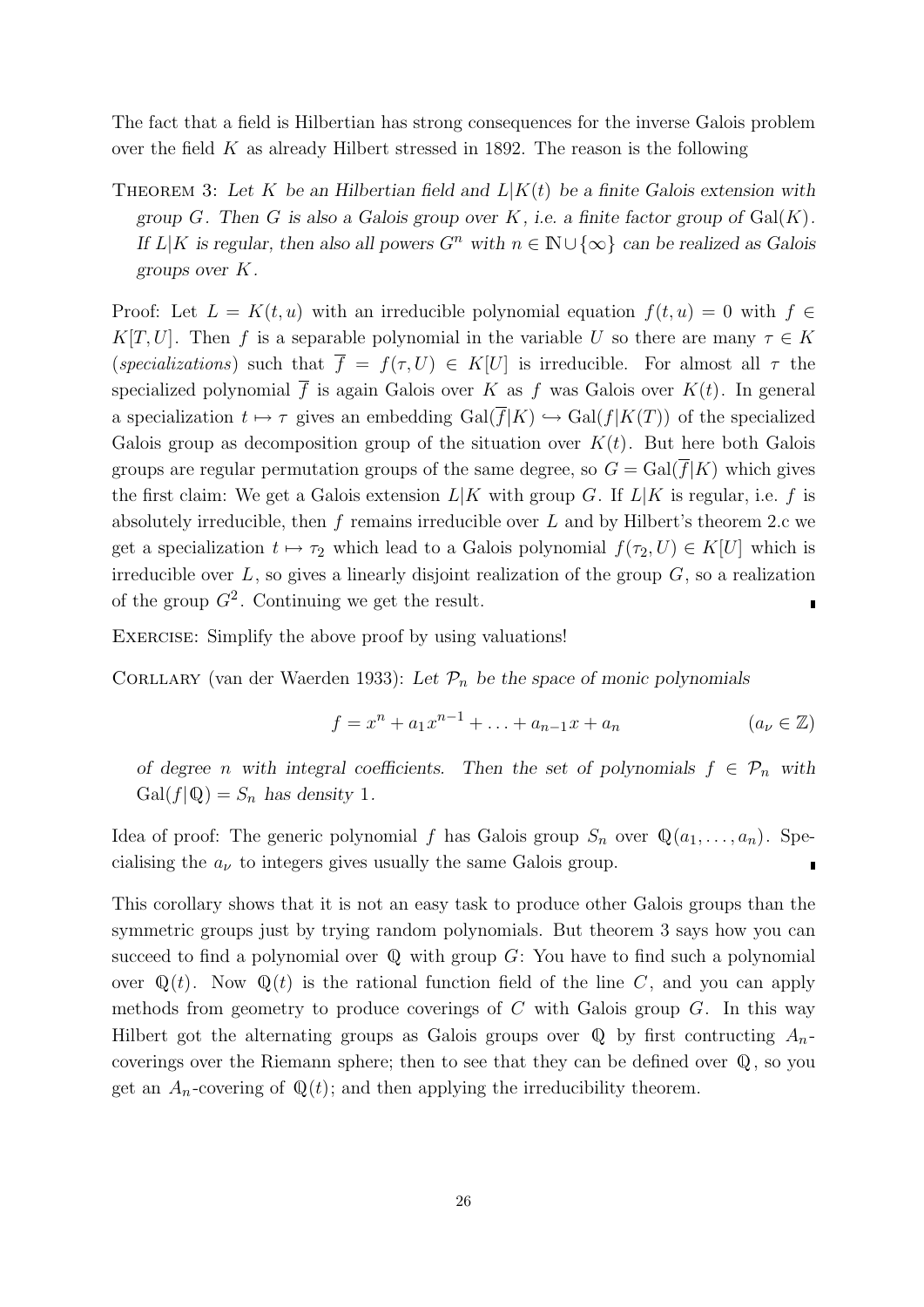The fact that a field is Hilbertian has strong consequences for the inverse Galois problem over the field $K$ as already Hilbert stressed in 1892. The reason is the following

THEOREM 3: *Let $K$ be an Hilbertian field and $L|K(t)$ be a finite Galois extension with group $G$. Then $G$ is also a Galois group over $K$, i.e. a finite factor group of $\mathrm{Gal}(K)$. If $L|K$ is regular, then also all powers $G^n$ with $n \in \mathbb{N} \cup \{\infty\}$ can be realized as Galois groups over $K$.*

Proof: Let $L = K(t,u)$ with an irreducible polynomial equation $f(t,u) = 0$ with $f \in K[T,U]$. Then $f$ is a separable polynomial in the variable $U$ so there are many $\tau \in K$ (*specializations*) such that $\overline{f} = f(\tau, U) \in K[U]$ is irreducible. For almost all $\tau$ the specialized polynomial $\overline{f}$ is again Galois over $K$ as $f$ was Galois over $K(t)$. In general a specialization $t \mapsto \tau$ gives an embedding $\mathrm{Gal}(\overline{f}|K) \hookrightarrow \mathrm{Gal}(f|K(T))$ of the specialized Galois group as decomposition group of the situation over $K(t)$. But here both Galois groups are regular permutation groups of the same degree, so $G = \mathrm{Gal}(\overline{f}|K)$ which gives the first claim: We get a Galois extension $L|K$ with group $G$. If $L|K$ is regular, i.e. $f$ is absolutely irreducible, then $f$ remains irreducible over $L$ and by Hilbert's theorem 2.c we get a specialization $t \mapsto \tau_2$ which lead to a Galois polynomial $f(\tau_2, U) \in K[U]$ which is irreducible over $L$, so gives a linearly disjoint realization of the group $G$, so a realization of the group $G^2$. Continuing we get the result. ∎

EXERCISE: Simplify the above proof by using valuations!

CORLLARY (van der Waerden 1933): *Let $\mathcal{P}_n$ be the space of monic polynomials*

$$f = x^n + a_1 x^{n-1} + \ldots + a_{n-1}x + a_n \qquad (a_\nu \in \mathbb{Z})$$

*of degree $n$ with integral coefficients. Then the set of polynomials $f \in \mathcal{P}_n$ with $\mathrm{Gal}(f|\mathbb{Q}) = S_n$ has density 1.*

Idea of proof: The generic polynomial $f$ has Galois group $S_n$ over $\mathbb{Q}(a_1, \ldots, a_n)$. Specialising the $a_\nu$ to integers gives usually the same Galois group. ∎

This corollary shows that it is not an easy task to produce other Galois groups than the symmetric groups just by trying random polynomials. But theorem 3 says how you can succeed to find a polynomial over $\mathbb{Q}$ with group $G$: You have to find such a polynomial over $\mathbb{Q}(t)$. Now $\mathbb{Q}(t)$ is the rational function field of the line $C$, and you can apply methods from geometry to produce coverings of $C$ with Galois group $G$. In this way Hilbert got the alternating groups as Galois groups over $\mathbb{Q}$ by first contructing $A_n$-coverings over the Riemann sphere; then to see that they can be defined over $\mathbb{Q}$, so you get an $A_n$-covering of $\mathbb{Q}(t)$; and then applying the irreducibility theorem.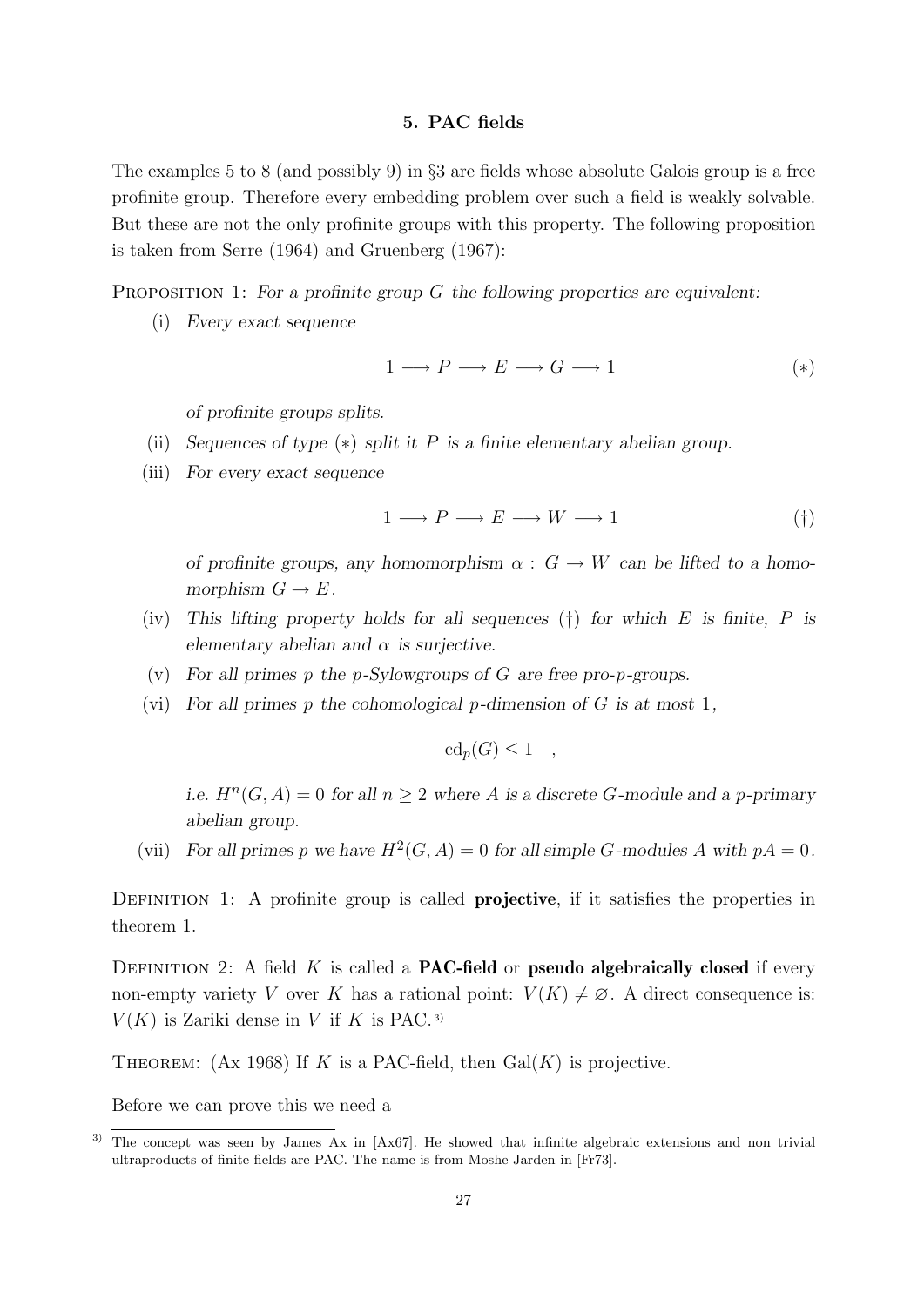## 5. PAC fields

The examples 5 to 8 (and possibly 9) in §3 are fields whose absolute Galois group is a free profinite group. Therefore every embedding problem over such a field is weakly solvable. But these are not the only profinite groups with this property. The following proposition is taken from Serre (1964) and Gruenberg (1967):

Proposition 1: *For a profinite group $G$ the following properties are equivalent:*

(i) *Every exact sequence*

$$1 \longrightarrow P \longrightarrow E \longrightarrow G \longrightarrow 1 \qquad (*)$$

*of profinite groups splits.*

(ii) *Sequences of type $(*)$ split it $P$ is a finite elementary abelian group.*

(iii) *For every exact sequence*

$$1 \longrightarrow P \longrightarrow E \longrightarrow W \longrightarrow 1 \qquad (\dagger)$$

*of profinite groups, any homomorphism $\alpha : G \to W$ can be lifted to a homomorphism $G \to E$.*

(iv) *This lifting property holds for all sequences $(\dagger)$ for which $E$ is finite, $P$ is elementary abelian and $\alpha$ is surjective.*

(v) *For all primes $p$ the $p$-Sylowgroups of $G$ are free pro-$p$-groups.*

(vi) *For all primes $p$ the cohomological $p$-dimension of $G$ is at most $1$,*

$$\mathrm{cd}_p(G) \leq 1 \quad ,$$

*i.e. $H^n(G, A) = 0$ for all $n \geq 2$ where $A$ is a discrete $G$-module and a $p$-primary abelian group.*

(vii) *For all primes $p$ we have $H^2(G, A) = 0$ for all simple $G$-modules $A$ with $pA = 0$.*

Definition 1: A profinite group is called **projective**, if it satisfies the properties in theorem 1.

Definition 2: A field $K$ is called a **PAC-field** or **pseudo algebraically closed** if every non-empty variety $V$ over $K$ has a rational point: $V(K) \neq \varnothing$. A direct consequence is: $V(K)$ is Zariki dense in $V$ if $K$ is PAC.[3)]

Theorem: (Ax 1968) If $K$ is a PAC-field, then $\mathrm{Gal}(K)$ is projective.

Before we can prove this we need a

[3)] The concept was seen by James Ax in [Ax67]. He showed that infinite algebraic extensions and non trivial ultraproducts of finite fields are PAC. The name is from Moshe Jarden in [Fr73].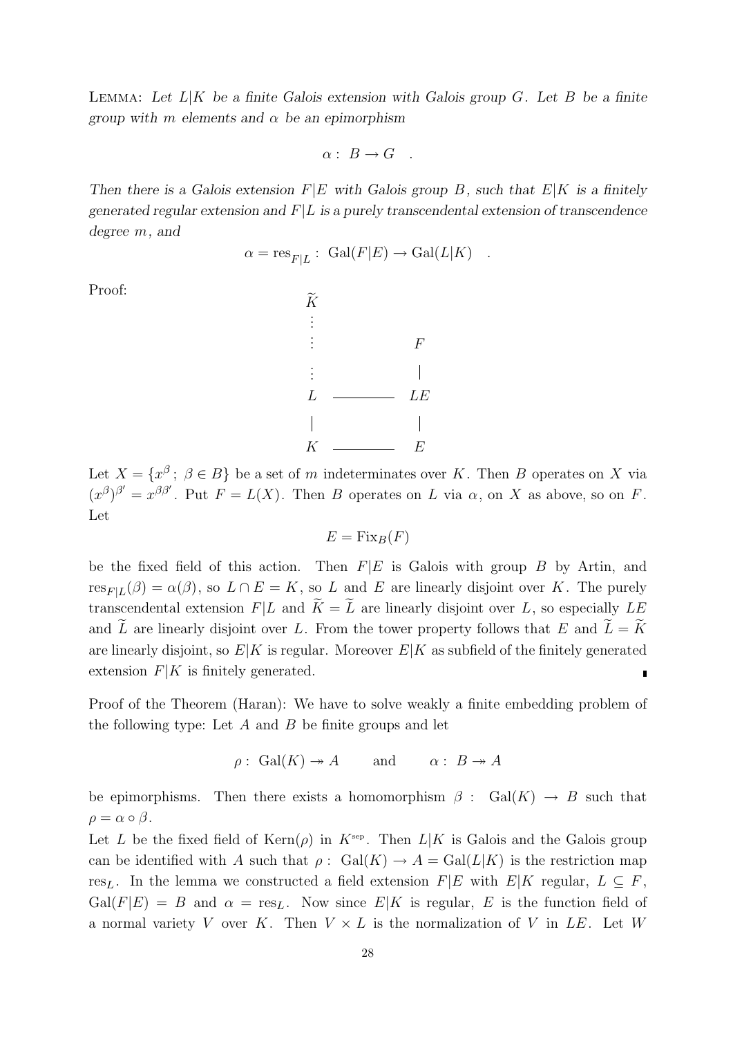LEMMA: *Let $L|K$ be a finite Galois extension with Galois group $G$. Let $B$ be a finite group with $m$ elements and $\alpha$ be an epimorphism*

$$\alpha: \ B \to G \quad .$$

*Then there is a Galois extension $F|E$ with Galois group $B$, such that $E|K$ is a finitely generated regular extension and $F|L$ is a purely transcendental extension of transcendence degree $m$, and*

$$\alpha = \mathrm{res}_{F|L}: \ \mathrm{Gal}(F|E) \to \mathrm{Gal}(L|K) \quad .$$

Proof:

$$\begin{array}{ccc}
\widetilde{K} & & \\
\vdots & & \\
\vdots & & F \\
\vdots & & | \\
L & \text{———} & LE \\
| & & | \\
K & \text{———} & E
\end{array}$$

Let $X = \{x^\beta ; \ \beta \in B\}$ be a set of $m$ indeterminates over $K$. Then $B$ operates on $X$ via $(x^\beta)^{\beta'} = x^{\beta\beta'}$. Put $F = L(X)$. Then $B$ operates on $L$ via $\alpha$, on $X$ as above, so on $F$. Let

$$E = \mathrm{Fix}_B(F)$$

be the fixed field of this action. Then $F|E$ is Galois with group $B$ by Artin, and $\mathrm{res}_{F|L}(\beta) = \alpha(\beta)$, so $L \cap E = K$, so $L$ and $E$ are linearly disjoint over $K$. The purely transcendental extension $F|L$ and $\widetilde{K} = \widetilde{L}$ are linearly disjoint over $L$, so especially $LE$ and $\widetilde{L}$ are linearly disjoint over $L$. From the tower property follows that $E$ and $\widetilde{L} = \widetilde{K}$ are linearly disjoint, so $E|K$ is regular. Moreover $E|K$ as subfield of the finitely generated extension $F|K$ is finitely generated. ∎

Proof of the Theorem (Haran): We have to solve weakly a finite embedding problem of the following type: Let $A$ and $B$ be finite groups and let

$$\rho: \ \mathrm{Gal}(K) \twoheadrightarrow A \qquad \text{and} \qquad \alpha: \ B \twoheadrightarrow A$$

be epimorphisms. Then there exists a homomorphism $\beta: \ \mathrm{Gal}(K) \to B$ such that $\rho = \alpha \circ \beta$.

Let $L$ be the fixed field of $\mathrm{Kern}(\rho)$ in $K^{\mathrm{sep}}$. Then $L|K$ is Galois and the Galois group can be identified with $A$ such that $\rho: \ \mathrm{Gal}(K) \to A = \mathrm{Gal}(L|K)$ is the restriction map $\mathrm{res}_L$. In the lemma we constructed a field extension $F|E$ with $E|K$ regular, $L \subseteq F$, $\mathrm{Gal}(F|E) = B$ and $\alpha = \mathrm{res}_L$. Now since $E|K$ is regular, $E$ is the function field of a normal variety $V$ over $K$. Then $V \times L$ is the normalization of $V$ in $LE$. Let $W$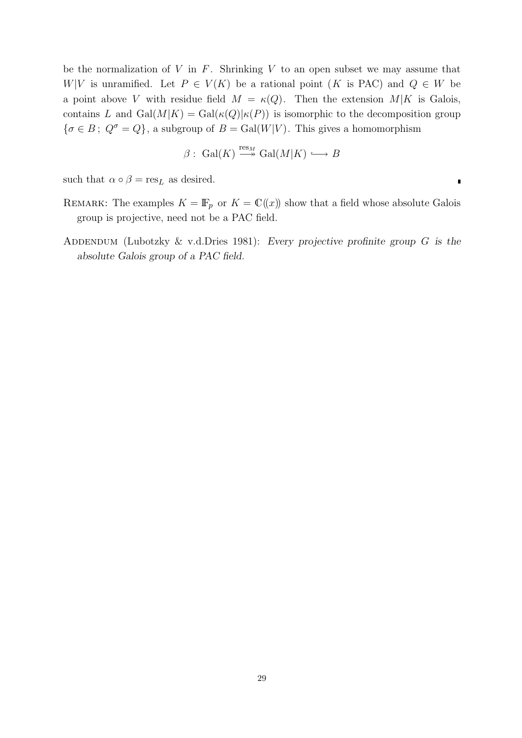be the normalization of $V$ in $F$. Shrinking $V$ to an open subset we may assume that $W|V$ is unramified. Let $P \in V(K)$ be a rational point ($K$ is PAC) and $Q \in W$ be a point above $V$ with residue field $M = \kappa(Q)$. Then the extension $M|K$ is Galois, contains $L$ and $\mathrm{Gal}(M|K) = \mathrm{Gal}(\kappa(Q)|\kappa(P))$ is isomorphic to the decomposition group $\{\sigma \in B\,;\ Q^\sigma = Q\}$, a subgroup of $B = \mathrm{Gal}(W|V)$. This gives a homomorphism

$$\beta:\ \mathrm{Gal}(K) \overset{\mathrm{res}_M}{\twoheadrightarrow} \mathrm{Gal}(M|K) \hookrightarrow B$$

such that $\alpha \circ \beta = \mathrm{res}_L$ as desired. ∎

Remark: The examples $K = \mathbb{F}_p$ or $K = \mathbb{C}((x))$ show that a field whose absolute Galois group is projective, need not be a PAC field.

Addendum (Lubotzky & v.d.Dries 1981): *Every projective profinite group $G$ is the absolute Galois group of a PAC field.*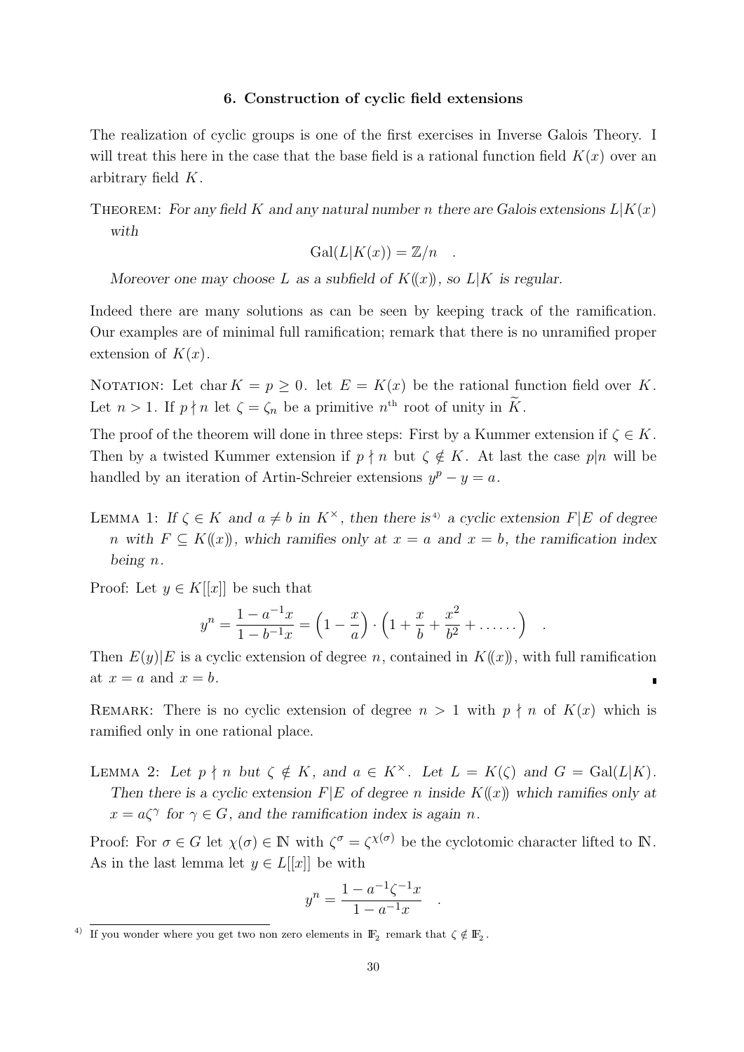## 6. Construction of cyclic field extensions

The realization of cyclic groups is one of the first exercises in Inverse Galois Theory. I will treat this here in the case that the base field is a rational function field $K(x)$ over an arbitrary field $K$.

THEOREM: *For any field $K$ and any natural number $n$ there are Galois extensions $L|K(x)$ with*

$$\mathrm{Gal}(L|K(x)) = \mathbb{Z}/n \quad .$$

*Moreover one may choose $L$ as a subfield of $K(\!(x)\!)$, so $L|K$ is regular.*

Indeed there are many solutions as can be seen by keeping track of the ramification. Our examples are of minimal full ramification; remark that there is no unramified proper extension of $K(x)$.

NOTATION: Let $\operatorname{char} K = p \geq 0$. let $E = K(x)$ be the rational function field over $K$. Let $n > 1$. If $p \nmid n$ let $\zeta = \zeta_n$ be a primitive $n^{\text{th}}$ root of unity in $\widetilde{K}$.

The proof of the theorem will done in three steps: First by a Kummer extension if $\zeta \in K$. Then by a twisted Kummer extension if $p \nmid n$ but $\zeta \notin K$. At last the case $p|n$ will be handled by an iteration of Artin-Schreier extensions $y^p - y = a$.

LEMMA 1: *If $\zeta \in K$ and $a \neq b$ in $K^\times$, then there is*[4] *a cyclic extension $F|E$ of degree $n$ with $F \subseteq K(\!(x)\!)$, which ramifies only at $x = a$ and $x = b$, the ramification index being $n$.*

Proof: Let $y \in K[[x]]$ be such that

$$y^n = \frac{1 - a^{-1}x}{1 - b^{-1}x} = \Big(1 - \frac{x}{a}\Big) \cdot \Big(1 + \frac{x}{b} + \frac{x^2}{b^2} + \ldots\ldots\Big) \quad .$$

Then $E(y)|E$ is a cyclic extension of degree $n$, contained in $K(\!(x)\!)$, with full ramification at $x = a$ and $x = b$. ∎

REMARK: There is no cyclic extension of degree $n > 1$ with $p \nmid n$ of $K(x)$ which is ramified only in one rational place.

LEMMA 2: *Let $p \nmid n$ but $\zeta \notin K$, and $a \in K^\times$. Let $L = K(\zeta)$ and $G = \mathrm{Gal}(L|K)$. Then there is a cyclic extension $F|E$ of degree $n$ inside $K(\!(x)\!)$ which ramifies only at $x = a\zeta^\gamma$ for $\gamma \in G$, and the ramification index is again $n$.*

Proof: For $\sigma \in G$ let $\chi(\sigma) \in \mathbb{N}$ with $\zeta^\sigma = \zeta^{\chi(\sigma)}$ be the cyclotomic character lifted to $\mathbb{N}$. As in the last lemma let $y \in L[[x]]$ be with

$$y^n = \frac{1 - a^{-1}\zeta^{-1}x}{1 - a^{-1}x} \quad .$$

---

[4] If you wonder where you get two non zero elements in $\mathbb{F}_2$ remark that $\zeta \notin \mathbb{F}_2$.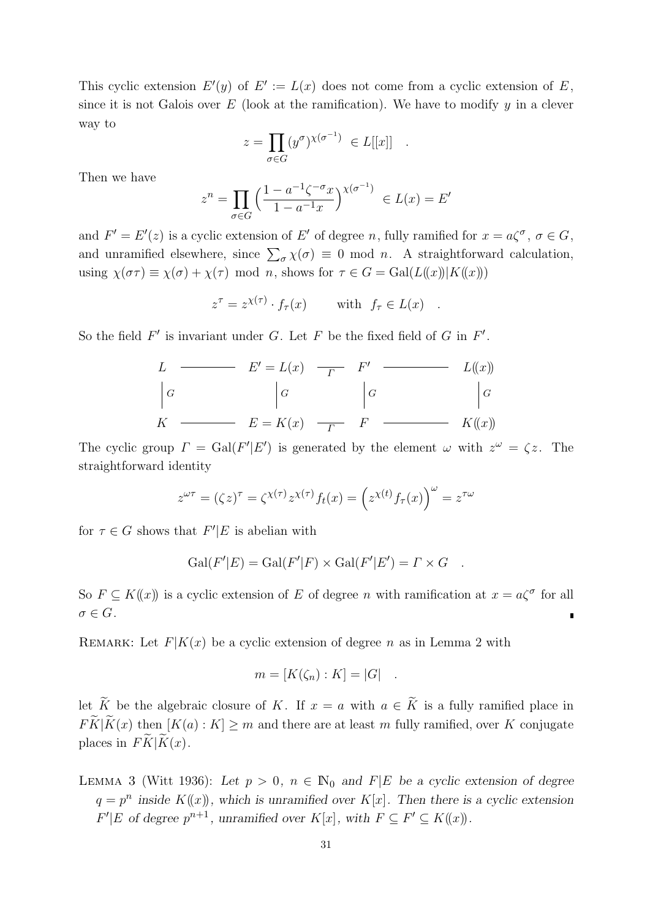This cyclic extension $E'(y)$ of $E' := L(x)$ does not come from a cyclic extension of $E$, since it is not Galois over $E$ (look at the ramification). We have to modify $y$ in a clever way to

$$z = \prod_{\sigma \in G} (y^\sigma)^{\chi(\sigma^{-1})} \in L[[x]] \quad .$$

Then we have

$$z^n = \prod_{\sigma \in G} \Big( \frac{1 - a^{-1}\zeta^{-\sigma} x}{1 - a^{-1}x} \Big)^{\chi(\sigma^{-1})} \in L(x) = E'$$

and $F' = E'(z)$ is a cyclic extension of $E'$ of degree $n$, fully ramified for $x = a\zeta^\sigma$, $\sigma \in G$, and unramified elsewhere, since $\sum_\sigma \chi(\sigma) \equiv 0 \bmod n$. A straightforward calculation, using $\chi(\sigma\tau) \equiv \chi(\sigma) + \chi(\tau) \bmod n$, shows for $\tau \in G = \mathrm{Gal}(L(\!(x)\!)|K(\!(x)\!))$

$$z^\tau = z^{\chi(\tau)} \cdot f_\tau(x) \qquad \text{with} \;\; f_\tau \in L(x) \quad .$$

So the field $F'$ is invariant under $G$. Let $F$ be the fixed field of $G$ in $F'$.

$$\begin{array}{ccccccc}
L & \text{———} & E' = L(x) & \underset{\Gamma}{\text{—}} & F' & \text{———} & L(\!(x)\!) \\
\Big| G & & \Big| G & & \Big| G & & \Big| G \\
K & \text{———} & E = K(x) & \underset{\Gamma}{\text{—}} & F & \text{———} & K(\!(x)\!)
\end{array}$$

The cyclic group $\Gamma = \mathrm{Gal}(F'|E')$ is generated by the element $\omega$ with $z^\omega = \zeta z$. The straightforward identity

$$z^{\omega\tau} = (\zeta z)^\tau = \zeta^{\chi(\tau)} z^{\chi(\tau)} f_t(x) = \Big( z^{\chi(t)} f_\tau(x) \Big)^\omega = z^{\tau\omega}$$

for $\tau \in G$ shows that $F'|E$ is abelian with

$$\mathrm{Gal}(F'|E) = \mathrm{Gal}(F'|F) \times \mathrm{Gal}(F'|E') = \Gamma \times G \quad .$$

So $F \subseteq K(\!(x)\!)$ is a cyclic extension of $E$ of degree $n$ with ramification at $x = a\zeta^\sigma$ for all $\sigma \in G$. ∎

REMARK: Let $F|K(x)$ be a cyclic extension of degree $n$ as in Lemma 2 with

$$m = [K(\zeta_n) : K] = |G| \quad .$$

let $\widetilde{K}$ be the algebraic closure of $K$. If $x = a$ with $a \in \widetilde{K}$ is a fully ramified place in $F\widetilde{K}|\widetilde{K}(x)$ then $[K(a) : K] \geq m$ and there are at least $m$ fully ramified, over $K$ conjugate places in $F\widetilde{K}|\widetilde{K}(x)$.

LEMMA 3 (Witt 1936): *Let $p > 0$, $n \in \mathbb{N}_0$ and $F|E$ be a cyclic extension of degree $q = p^n$ inside $K(\!(x)\!)$, which is unramified over $K[x]$. Then there is a cyclic extension $F'|E$ of degree $p^{n+1}$, unramified over $K[x]$, with $F \subseteq F' \subseteq K(\!(x)\!)$.*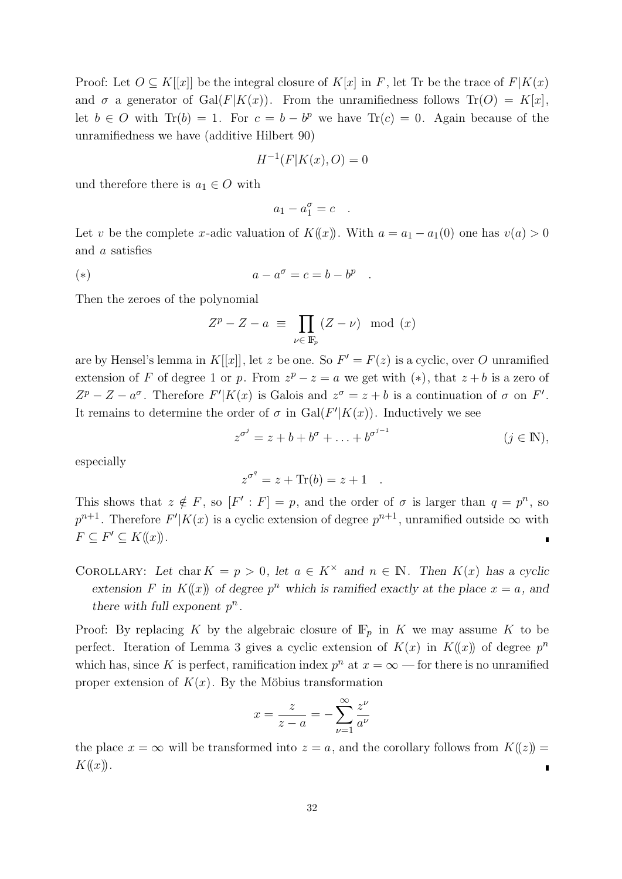Proof: Let $O \subseteq K[[x]]$ be the integral closure of $K[x]$ in $F$, let Tr be the trace of $F|K(x)$ and $\sigma$ a generator of $\mathrm{Gal}(F|K(x))$. From the unramifiedness follows $\mathrm{Tr}(O) = K[x]$, let $b \in O$ with $\mathrm{Tr}(b) = 1$. For $c = b - b^p$ we have $\mathrm{Tr}(c) = 0$. Again because of the unramifiedness we have (additive Hilbert 90)

$$H^{-1}(F|K(x), O) = 0$$

und therefore there is $a_1 \in O$ with

$$a_1 - a_1^\sigma = c \quad .$$

Let $v$ be the complete $x$-adic valuation of $K((x))$. With $a = a_1 - a_1(0)$ one has $v(a) > 0$ and $a$ satisfies

$$(*) \qquad a - a^\sigma = c = b - b^p \quad .$$

Then the zeroes of the polynomial

$$Z^p - Z - a \;\equiv\; \prod_{\nu \in \mathbb{F}_p} (Z - \nu) \mod (x)$$

are by Hensel's lemma in $K[[x]]$, let $z$ be one. So $F' = F(z)$ is a cyclic, over $O$ unramified extension of $F$ of degree 1 or $p$. From $z^p - z = a$ we get with $(*)$, that $z + b$ is a zero of $Z^p - Z - a^\sigma$. Therefore $F'|K(x)$ is Galois and $z^\sigma = z + b$ is a continuation of $\sigma$ on $F'$. It remains to determine the order of $\sigma$ in $\mathrm{Gal}(F'|K(x))$. Inductively we see

$$z^{\sigma^j} = z + b + b^\sigma + \ldots + b^{\sigma^{j-1}} \qquad (j \in \mathbb{N}),$$

especially

$$z^{\sigma^q} = z + \mathrm{Tr}(b) = z + 1 \quad .$$

This shows that $z \notin F$, so $[F' : F] = p$, and the order of $\sigma$ is larger than $q = p^n$, so $p^{n+1}$. Therefore $F'|K(x)$ is a cyclic extension of degree $p^{n+1}$, unramified outside $\infty$ with $F \subseteq F' \subseteq K((x))$. ∎

Corollary: *Let* $\mathrm{char}\, K = p > 0$, *let* $a \in K^\times$ *and* $n \in \mathbb{N}$. *Then* $K(x)$ *has a cyclic extension* $F$ *in* $K((x))$ *of degree* $p^n$ *which is ramified exactly at the place* $x = a$, *and there with full exponent* $p^n$.

Proof: By replacing $K$ by the algebraic closure of $\mathbb{F}_p$ in $K$ we may assume $K$ to be perfect. Iteration of Lemma 3 gives a cyclic extension of $K(x)$ in $K((x))$ of degree $p^n$ which has, since $K$ is perfect, ramification index $p^n$ at $x = \infty$ — for there is no unramified proper extension of $K(x)$. By the Möbius transformation

$$x = \frac{z}{z - a} = -\sum_{\nu=1}^{\infty} \frac{z^\nu}{a^\nu}$$

the place $x = \infty$ will be transformed into $z = a$, and the corollary follows from $K((z)) = K((x))$. ∎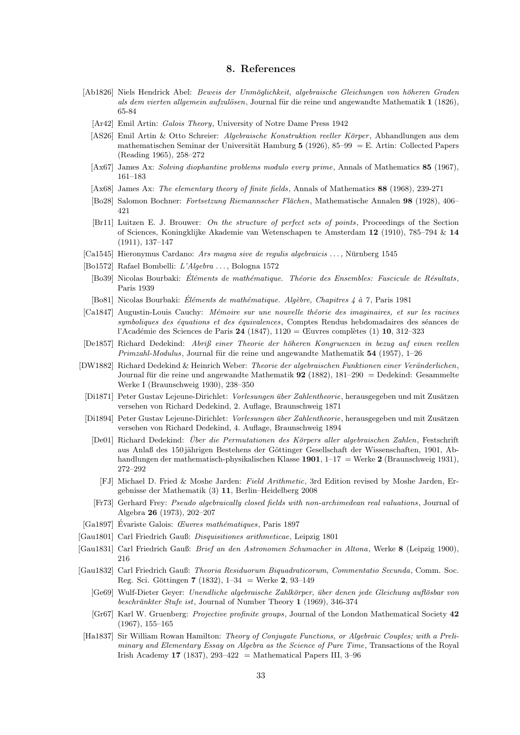## 8. References

[Ab1826] Niels Hendrick Abel: *Beweis der Unmöglichkeit, algebraische Gleichungen von höheren Graden als dem vierten allgemein aufzulösen*, Journal für die reine und angewandte Mathematik **1** (1826), 65-84

[Ar42] Emil Artin: *Galois Theory*, University of Notre Dame Press 1942

[AS26] Emil Artin & Otto Schreier: *Algebraische Konstruktion reeller Körper*, Abhandlungen aus dem mathematischen Seminar der Universität Hamburg **5** (1926), 85–99 = E. Artin: Collected Papers (Reading 1965), 258–272

[Ax67] James Ax: *Solving diophantine problems modulo every prime*, Annals of Mathematics **85** (1967), 161–183

[Ax68] James Ax: *The elementary theory of finite fields*, Annals of Mathematics **88** (1968), 239-271

[Bo28] Salomon Bochner: *Fortsetzung Riemannscher Flächen*, Mathematische Annalen **98** (1928), 406–421

[Br11] Luitzen E. J. Brouwer: *On the structure of perfect sets of points*, Proceedings of the Section of Sciences, Koningklijke Akademie van Wetenschapen te Amsterdam **12** (1910), 785–794 & **14** (1911), 137–147

[Ca1545] Hieronymus Cardano: *Ars magna sive de regulis algebraicis ...*, Nürnberg 1545

[Bo1572] Rafael Bombelli: *L'Algebra ...*, Bologna 1572

[Bo39] Nicolas Bourbaki: *Éléments de mathématique. Théorie des Ensembles: Fascicule de Résultats*, Paris 1939

[Bo81] Nicolas Bourbaki: *Éléments de mathématique. Algèbre, Chapitres 4 à 7*, Paris 1981

[Ca1847] Augustin-Louis Cauchy: *Mémoire sur une nouvelle théorie des imaginaires, et sur les racines symboliques des équations et des équivalences*, Comptes Rendus hebdomadaires des séances de l'Académie des Sciences de Paris **24** (1847), 1120 = Œuvres complètes (1) **10**, 312–323

[De1857] Richard Dedekind: *Abriß einer Theorie der höheren Kongruenzen in bezug auf einen reellen Primzahl-Modulus*, Journal für die reine und angewandte Mathematik **54** (1957), 1–26

[DW1882] Richard Dedekind & Heinrich Weber: *Theorie der algebraischen Funktionen einer Veränderlichen*, Journal für die reine und angewandte Mathematik **92** (1882), 181–290 = Dedekind: Gesammelte Werke I (Braunschweig 1930), 238–350

[Di1871] Peter Gustav Lejeune-Dirichlet: *Vorlesungen über Zahlentheorie*, herausgegeben und mit Zusätzen versehen von Richard Dedekind, 2. Auflage, Braunschweig 1871

[Di1894] Peter Gustav Lejeune-Dirichlet: *Vorlesungen über Zahlentheorie*, herausgegeben und mit Zusätzen versehen von Richard Dedekind, 4. Auflage, Braunschweig 1894

[De01] Richard Dedekind: *Über die Permutationen des Körpers aller algebraischen Zahlen*, Festschrift aus Anlaß des 150 jährigen Bestehens der Göttinger Gesellschaft der Wissenschaften, 1901, Abhandlungen der mathematisch-physikalischen Klasse **1901**, 1–17 = Werke **2** (Braunschweig 1931), 272–292

[FJ] Michael D. Fried & Moshe Jarden: *Field Arithmetic*, 3rd Edition revised by Moshe Jarden, Ergebnisse der Mathematik (3) **11**, Berlin–Heidelberg 2008

[Fr73] Gerhard Frey: *Pseudo algebraically closed fields with non-archimedean real valuations*, Journal of Algebra **26** (1973), 202–207

[Ga1897] Évariste Galois: *Œuvres mathématiques*, Paris 1897

[Gau1801] Carl Friedrich Gauß: *Disquisitiones arithmeticae*, Leipzig 1801

[Gau1831] Carl Friedrich Gauß: *Brief an den Astronomen Schumacher in Altona*, Werke **8** (Leipzig 1900), 216

[Gau1832] Carl Friedrich Gauß: *Theoria Residuorum Biquadraticorum, Commentatio Secunda*, Comm. Soc. Reg. Sci. Göttingen **7** (1832), 1–34 = Werke **2**, 93–149

[Ge69] Wulf-Dieter Geyer: *Unendliche algebraische Zahlkörper, über denen jede Gleichung auflösbar von beschränkter Stufe ist*, Journal of Number Theory **1** (1969), 346-374

[Gr67] Karl W. Gruenberg: *Projective profinite groups*, Journal of the London Mathematical Society **42** (1967), 155–165

[Ha1837] Sir William Rowan Hamilton: *Theory of Conjugate Functions, or Algebraic Couples; with a Preliminary and Elementary Essay on Algebra as the Science of Pure Time*, Transactions of the Royal Irish Academy **17** (1837), 293–422 = Mathematical Papers III, 3–96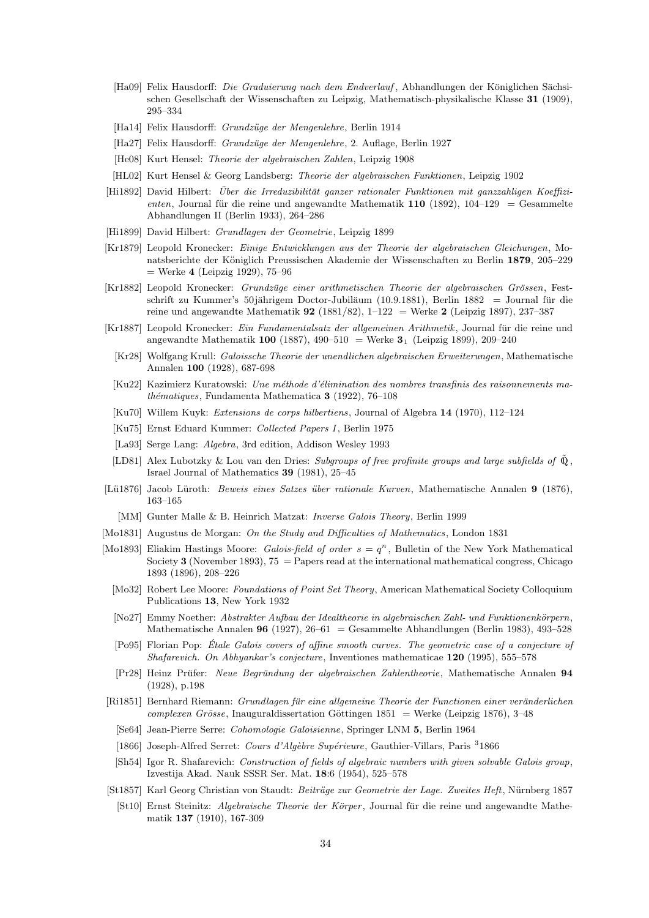[Ha09] Felix Hausdorff: *Die Graduierung nach dem Endverlauf*, Abhandlungen der Königlichen Sächsischen Gesellschaft der Wissenschaften zu Leipzig, Mathematisch-physikalische Klasse **31** (1909), 295–334

[Ha14] Felix Hausdorff: *Grundzüge der Mengenlehre*, Berlin 1914

[Ha27] Felix Hausdorff: *Grundzüge der Mengenlehre*, 2. Auflage, Berlin 1927

[He08] Kurt Hensel: *Theorie der algebraischen Zahlen*, Leipzig 1908

[HL02] Kurt Hensel & Georg Landsberg: *Theorie der algebraischen Funktionen*, Leipzig 1902

[Hi1892] David Hilbert: *Über die Irreduzibilität ganzer rationaler Funktionen mit ganzzahligen Koeffizienten*, Journal für die reine und angewandte Mathematik **110** (1892), 104–129 = Gesammelte Abhandlungen II (Berlin 1933), 264–286

[Hi1899] David Hilbert: *Grundlagen der Geometrie*, Leipzig 1899

[Kr1879] Leopold Kronecker: *Einige Entwicklungen aus der Theorie der algebraischen Gleichungen*, Monatsberichte der Königlich Preussischen Akademie der Wissenschaften zu Berlin **1879**, 205–229 = Werke **4** (Leipzig 1929), 75–96

[Kr1882] Leopold Kronecker: *Grundzüge einer arithmetischen Theorie der algebraischen Grössen*, Festschrift zu Kummer's 50jährigem Doctor-Jubiläum (10.9.1881), Berlin 1882 = Journal für die reine und angewandte Mathematik **92** (1881/82), 1–122 = Werke **2** (Leipzig 1897), 237–387

[Kr1887] Leopold Kronecker: *Ein Fundamentalsatz der allgemeinen Arithmetik*, Journal für die reine und angewandte Mathematik **100** (1887), 490–510 = Werke $\mathbf{3}_1$ (Leipzig 1899), 209–240

[Kr28] Wolfgang Krull: *Galoissche Theorie der unendlichen algebraischen Erweiterungen*, Mathematische Annalen **100** (1928), 687-698

[Ku22] Kazimierz Kuratowski: *Une méthode d'élimination des nombres transfinis des raisonnements mathématiques*, Fundamenta Mathematica **3** (1922), 76–108

[Ku70] Willem Kuyk: *Extensions de corps hilbertiens*, Journal of Algebra **14** (1970), 112–124

[Ku75] Ernst Eduard Kummer: *Collected Papers I*, Berlin 1975

[La93] Serge Lang: *Algebra*, 3rd edition, Addison Wesley 1993

[LD81] Alex Lubotzky & Lou van den Dries: *Subgroups of free profinite groups and large subfields of* $\tilde{\mathbb{Q}}$, Israel Journal of Mathematics **39** (1981), 25–45

[Lü1876] Jacob Lüroth: *Beweis eines Satzes über rationale Kurven*, Mathematische Annalen **9** (1876), 163–165

[MM] Gunter Malle & B. Heinrich Matzat: *Inverse Galois Theory*, Berlin 1999

[Mo1831] Augustus de Morgan: *On the Study and Difficulties of Mathematics*, London 1831

[Mo1893] Eliakim Hastings Moore: *Galois-field of order* $s = q^n$, Bulletin of the New York Mathematical Society **3** (November 1893), 75 = Papers read at the international mathematical congress, Chicago 1893 (1896), 208–226

[Mo32] Robert Lee Moore: *Foundations of Point Set Theory*, American Mathematical Society Colloquium Publications **13**, New York 1932

[No27] Emmy Noether: *Abstrakter Aufbau der Idealtheorie in algebraischen Zahl- und Funktionenkörpern*, Mathematische Annalen **96** (1927), 26–61 = Gesammelte Abhandlungen (Berlin 1983), 493–528

[Po95] Florian Pop: *Étale Galois covers of affine smooth curves. The geometric case of a conjecture of Shafarevich. On Abhyankar's conjecture*, Inventiones mathematicae **120** (1995), 555–578

[Pr28] Heinz Prüfer: *Neue Begründung der algebraischen Zahlentheorie*, Mathematische Annalen **94** (1928), p.198

[Ri1851] Bernhard Riemann: *Grundlagen für eine allgemeine Theorie der Functionen einer veränderlichen complexen Grösse*, Inauguraldissertation Göttingen 1851 = Werke (Leipzig 1876), 3–48

[Se64] Jean-Pierre Serre: *Cohomologie Galoisienne*, Springer LNM **5**, Berlin 1964

[1866] Joseph-Alfred Serret: *Cours d'Algèbre Supérieure*, Gauthier-Villars, Paris ³1866

[Sh54] Igor R. Shafarevich: *Construction of fields of algebraic numbers with given solvable Galois group*, Izvestija Akad. Nauk SSSR Ser. Mat. **18**:6 (1954), 525–578

[St1857] Karl Georg Christian von Staudt: *Beiträge zur Geometrie der Lage. Zweites Heft*, Nürnberg 1857

[St10] Ernst Steinitz: *Algebraische Theorie der Körper*, Journal für die reine und angewandte Mathematik **137** (1910), 167-309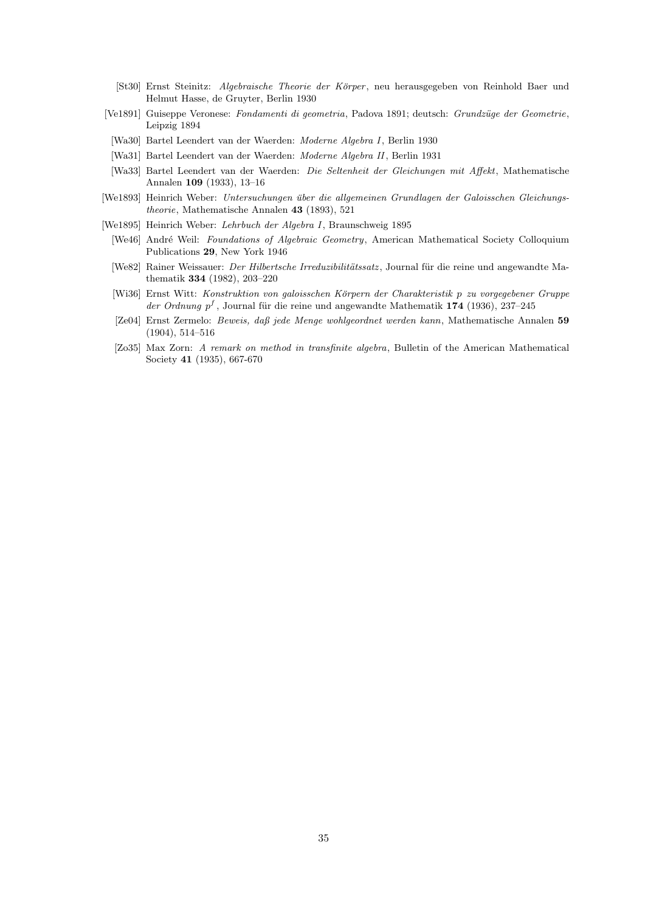[St30] Ernst Steinitz: *Algebraische Theorie der Körper*, neu herausgegeben von Reinhold Baer und Helmut Hasse, de Gruyter, Berlin 1930

[Ve1891] Guiseppe Veronese: *Fondamenti di geometria*, Padova 1891; deutsch: *Grundzüge der Geometrie*, Leipzig 1894

[Wa30] Bartel Leendert van der Waerden: *Moderne Algebra I*, Berlin 1930

[Wa31] Bartel Leendert van der Waerden: *Moderne Algebra II*, Berlin 1931

[Wa33] Bartel Leendert van der Waerden: *Die Seltenheit der Gleichungen mit Affekt*, Mathematische Annalen **109** (1933), 13–16

[We1893] Heinrich Weber: *Untersuchungen über die allgemeinen Grundlagen der Galoisschen Gleichungstheorie*, Mathematische Annalen **43** (1893), 521

[We1895] Heinrich Weber: *Lehrbuch der Algebra I*, Braunschweig 1895

[We46] André Weil: *Foundations of Algebraic Geometry*, American Mathematical Society Colloquium Publications **29**, New York 1946

[We82] Rainer Weissauer: *Der Hilbertsche Irreduzibilitätssatz*, Journal für die reine und angewandte Mathematik **334** (1982), 203–220

[Wi36] Ernst Witt: *Konstruktion von galoisschen Körpern der Charakteristik p zu vorgegebener Gruppe der Ordnung* $p^f$, Journal für die reine und angewandte Mathematik **174** (1936), 237–245

[Ze04] Ernst Zermelo: *Beweis, daß jede Menge wohlgeordnet werden kann*, Mathematische Annalen **59** (1904), 514–516

[Zo35] Max Zorn: *A remark on method in transfinite algebra*, Bulletin of the American Mathematical Society **41** (1935), 667-670